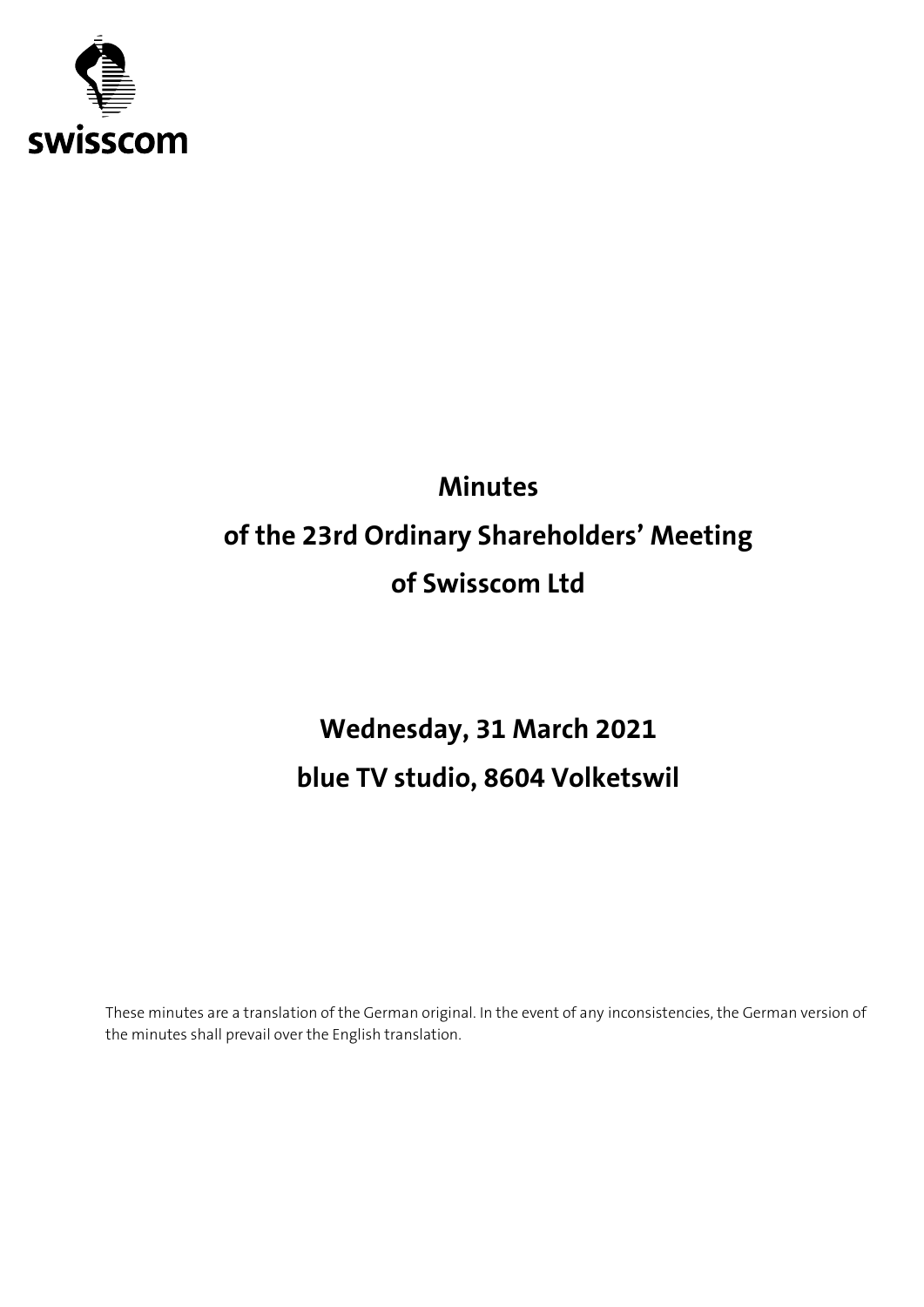swisscom

# Minutes
# of the 23rd Ordinary Shareholders' Meeting
# of Swisscom Ltd

## Wednesday, 31 March 2021
## blue TV studio, 8604 Volketswil

These minutes are a translation of the German original. In the event of any inconsistencies, the German version of the minutes shall prevail over the English translation.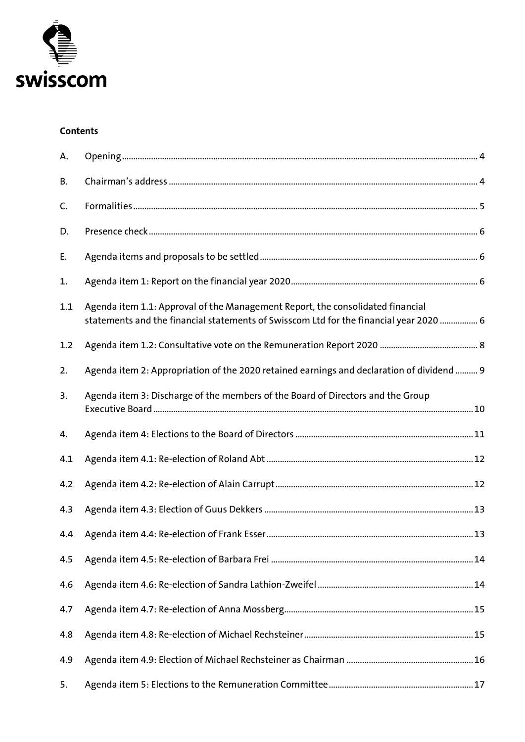swisscom

**Contents**

| | | |
|---|---|---|
| A. | Opening | 4 |
| B. | Chairman's address | 4 |
| C. | Formalities | 5 |
| D. | Presence check | 6 |
| E. | Agenda items and proposals to be settled | 6 |
| 1. | Agenda item 1: Report on the financial year 2020 | 6 |
| 1.1 | Agenda item 1.1: Approval of the Management Report, the consolidated financial statements and the financial statements of Swisscom Ltd for the financial year 2020 | 6 |
| 1.2 | Agenda item 1.2: Consultative vote on the Remuneration Report 2020 | 8 |
| 2. | Agenda item 2: Appropriation of the 2020 retained earnings and declaration of dividend | 9 |
| 3. | Agenda item 3: Discharge of the members of the Board of Directors and the Group Executive Board | 10 |
| 4. | Agenda item 4: Elections to the Board of Directors | 11 |
| 4.1 | Agenda item 4.1: Re-election of Roland Abt | 12 |
| 4.2 | Agenda item 4.2: Re-election of Alain Carrupt | 12 |
| 4.3 | Agenda item 4.3: Election of Guus Dekkers | 13 |
| 4.4 | Agenda item 4.4: Re-election of Frank Esser | 13 |
| 4.5 | Agenda item 4.5: Re-election of Barbara Frei | 14 |
| 4.6 | Agenda item 4.6: Re-election of Sandra Lathion-Zweifel | 14 |
| 4.7 | Agenda item 4.7: Re-election of Anna Mossberg | 15 |
| 4.8 | Agenda item 4.8: Re-election of Michael Rechsteiner | 15 |
| 4.9 | Agenda item 4.9: Election of Michael Rechsteiner as Chairman | 16 |
| 5. | Agenda item 5: Elections to the Remuneration Committee | 17 |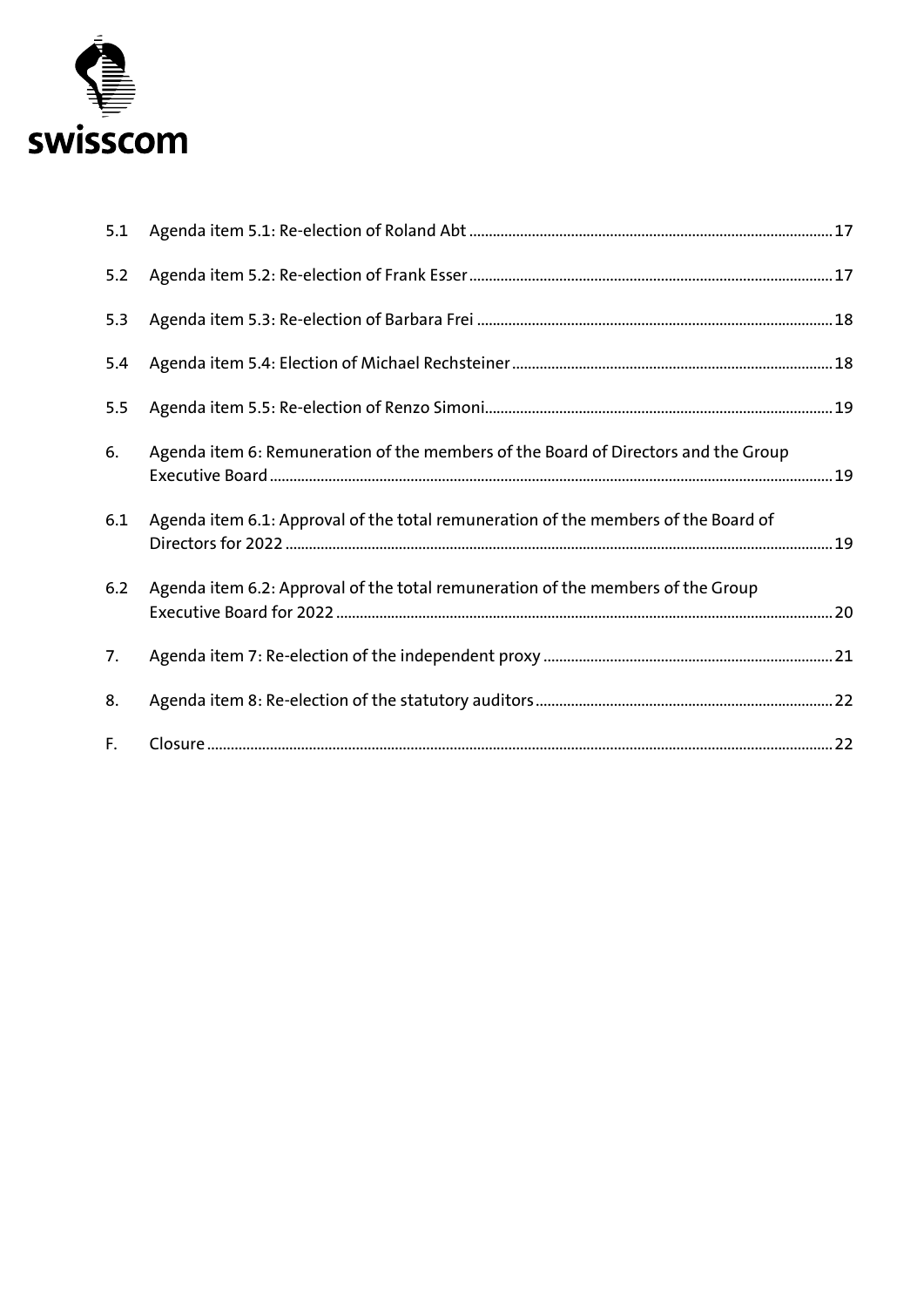| | | |
|---|---|---|
| 5.1 | Agenda item 5.1: Re-election of Roland Abt | 17 |
| 5.2 | Agenda item 5.2: Re-election of Frank Esser | 17 |
| 5.3 | Agenda item 5.3: Re-election of Barbara Frei | 18 |
| 5.4 | Agenda item 5.4: Election of Michael Rechsteiner | 18 |
| 5.5 | Agenda item 5.5: Re-election of Renzo Simoni | 19 |
| 6. | Agenda item 6: Remuneration of the members of the Board of Directors and the Group Executive Board | 19 |
| 6.1 | Agenda item 6.1: Approval of the total remuneration of the members of the Board of Directors for 2022 | 19 |
| 6.2 | Agenda item 6.2: Approval of the total remuneration of the members of the Group Executive Board for 2022 | 20 |
| 7. | Agenda item 7: Re-election of the independent proxy | 21 |
| 8. | Agenda item 8: Re-election of the statutory auditors | 22 |
| F. | Closure | 22 |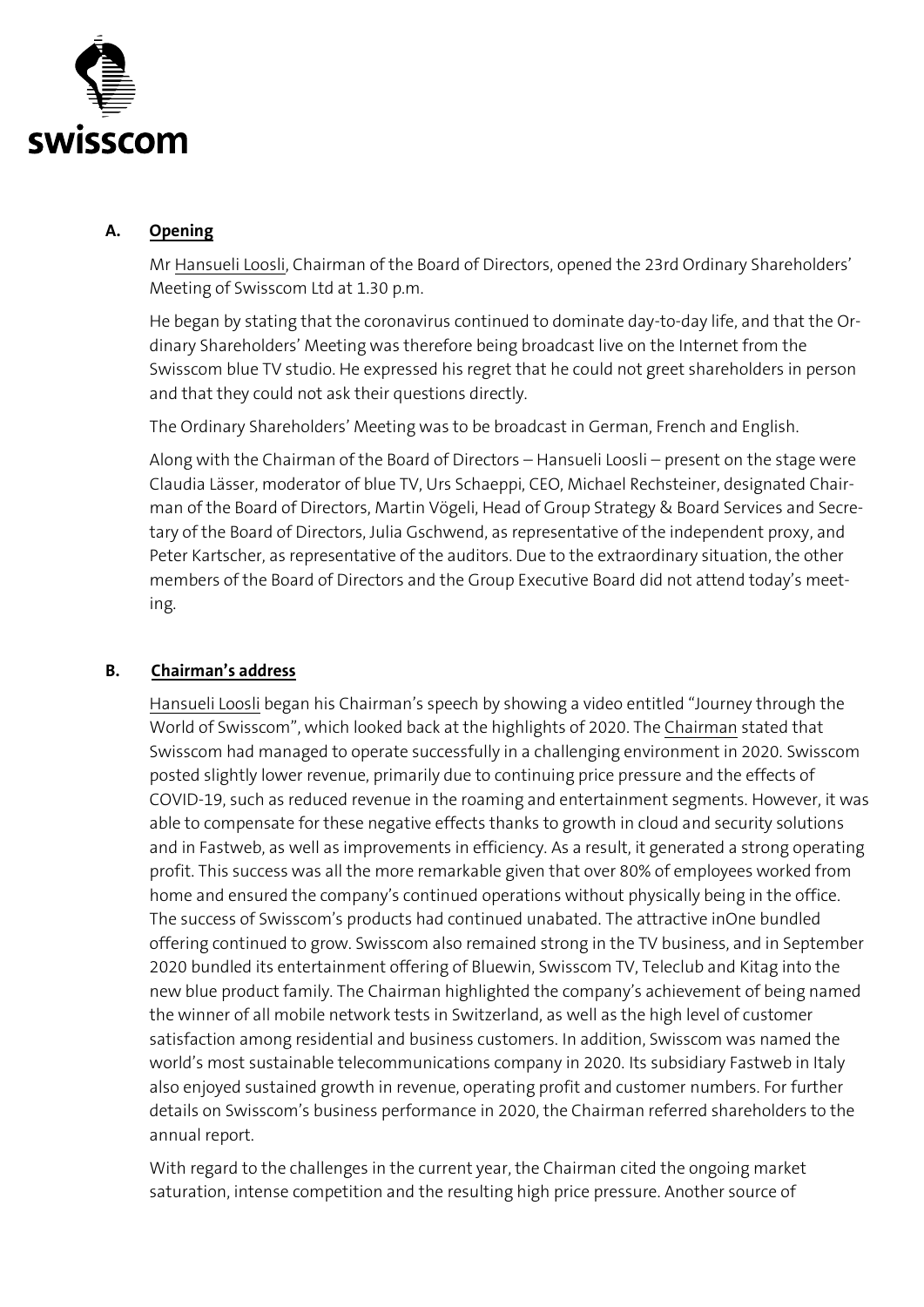### A. Opening

Mr Hansueli Loosli, Chairman of the Board of Directors, opened the 23rd Ordinary Shareholders' Meeting of Swisscom Ltd at 1.30 p.m.

He began by stating that the coronavirus continued to dominate day-to-day life, and that the Ordinary Shareholders' Meeting was therefore being broadcast live on the Internet from the Swisscom blue TV studio. He expressed his regret that he could not greet shareholders in person and that they could not ask their questions directly.

The Ordinary Shareholders' Meeting was to be broadcast in German, French and English.

Along with the Chairman of the Board of Directors – Hansueli Loosli – present on the stage were Claudia Lässer, moderator of blue TV, Urs Schaeppi, CEO, Michael Rechsteiner, designated Chairman of the Board of Directors, Martin Vögeli, Head of Group Strategy & Board Services and Secretary of the Board of Directors, Julia Gschwend, as representative of the independent proxy, and Peter Kartscher, as representative of the auditors. Due to the extraordinary situation, the other members of the Board of Directors and the Group Executive Board did not attend today's meeting.

### B. Chairman's address

Hansueli Loosli began his Chairman's speech by showing a video entitled "Journey through the World of Swisscom", which looked back at the highlights of 2020. The Chairman stated that Swisscom had managed to operate successfully in a challenging environment in 2020. Swisscom posted slightly lower revenue, primarily due to continuing price pressure and the effects of COVID-19, such as reduced revenue in the roaming and entertainment segments. However, it was able to compensate for these negative effects thanks to growth in cloud and security solutions and in Fastweb, as well as improvements in efficiency. As a result, it generated a strong operating profit. This success was all the more remarkable given that over 80% of employees worked from home and ensured the company's continued operations without physically being in the office. The success of Swisscom's products had continued unabated. The attractive inOne bundled offering continued to grow. Swisscom also remained strong in the TV business, and in September 2020 bundled its entertainment offering of Bluewin, Swisscom TV, Teleclub and Kitag into the new blue product family. The Chairman highlighted the company's achievement of being named the winner of all mobile network tests in Switzerland, as well as the high level of customer satisfaction among residential and business customers. In addition, Swisscom was named the world's most sustainable telecommunications company in 2020. Its subsidiary Fastweb in Italy also enjoyed sustained growth in revenue, operating profit and customer numbers. For further details on Swisscom's business performance in 2020, the Chairman referred shareholders to the annual report.

With regard to the challenges in the current year, the Chairman cited the ongoing market saturation, intense competition and the resulting high price pressure. Another source of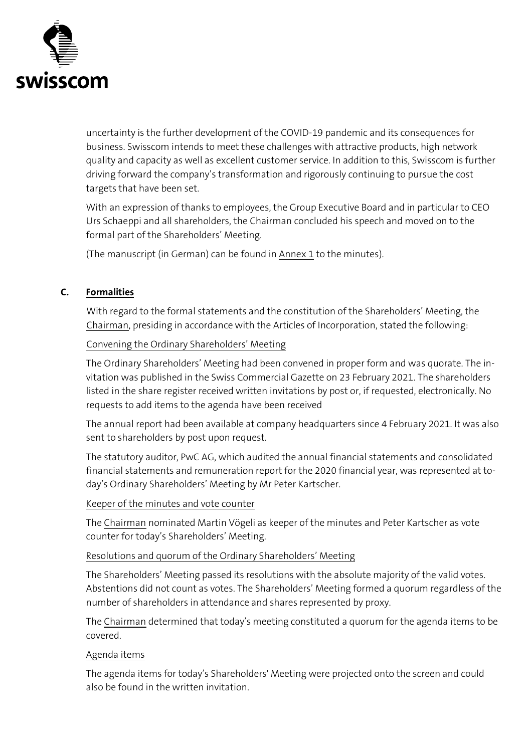uncertainty is the further development of the COVID-19 pandemic and its consequences for business. Swisscom intends to meet these challenges with attractive products, high network quality and capacity as well as excellent customer service. In addition to this, Swisscom is further driving forward the company's transformation and rigorously continuing to pursue the cost targets that have been set.

With an expression of thanks to employees, the Group Executive Board and in particular to CEO Urs Schaeppi and all shareholders, the Chairman concluded his speech and moved on to the formal part of the Shareholders' Meeting.

(The manuscript (in German) can be found in Annex 1 to the minutes).

## C. Formalities

With regard to the formal statements and the constitution of the Shareholders' Meeting, the Chairman, presiding in accordance with the Articles of Incorporation, stated the following:

Convening the Ordinary Shareholders' Meeting

The Ordinary Shareholders' Meeting had been convened in proper form and was quorate. The invitation was published in the Swiss Commercial Gazette on 23 February 2021. The shareholders listed in the share register received written invitations by post or, if requested, electronically. No requests to add items to the agenda have been received

The annual report had been available at company headquarters since 4 February 2021. It was also sent to shareholders by post upon request.

The statutory auditor, PwC AG, which audited the annual financial statements and consolidated financial statements and remuneration report for the 2020 financial year, was represented at today's Ordinary Shareholders' Meeting by Mr Peter Kartscher.

Keeper of the minutes and vote counter

The Chairman nominated Martin Vögeli as keeper of the minutes and Peter Kartscher as vote counter for today's Shareholders' Meeting.

Resolutions and quorum of the Ordinary Shareholders' Meeting

The Shareholders' Meeting passed its resolutions with the absolute majority of the valid votes. Abstentions did not count as votes. The Shareholders' Meeting formed a quorum regardless of the number of shareholders in attendance and shares represented by proxy.

The Chairman determined that today's meeting constituted a quorum for the agenda items to be covered.

Agenda items

The agenda items for today's Shareholders' Meeting were projected onto the screen and could also be found in the written invitation.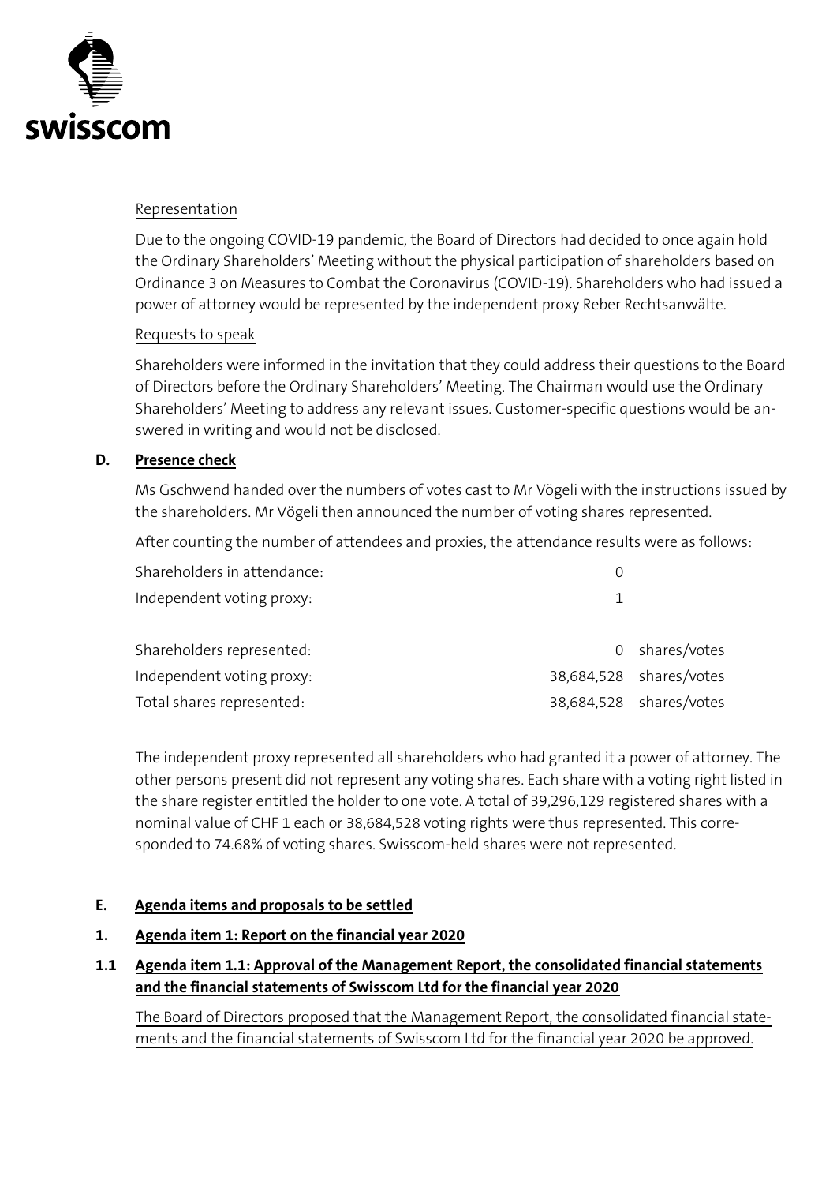Representation

Due to the ongoing COVID-19 pandemic, the Board of Directors had decided to once again hold the Ordinary Shareholders' Meeting without the physical participation of shareholders based on Ordinance 3 on Measures to Combat the Coronavirus (COVID-19). Shareholders who had issued a power of attorney would be represented by the independent proxy Reber Rechtsanwälte.

Requests to speak

Shareholders were informed in the invitation that they could address their questions to the Board of Directors before the Ordinary Shareholders' Meeting. The Chairman would use the Ordinary Shareholders' Meeting to address any relevant issues. Customer-specific questions would be answered in writing and would not be disclosed.

## D. Presence check

Ms Gschwend handed over the numbers of votes cast to Mr Vögeli with the instructions issued by the shareholders. Mr Vögeli then announced the number of voting shares represented.

After counting the number of attendees and proxies, the attendance results were as follows:

| | | |
|---|---|---|
| Shareholders in attendance: | 0 | |
| Independent voting proxy: | 1 | |
| | | |
| Shareholders represented: | 0 | shares/votes |
| Independent voting proxy: | 38,684,528 | shares/votes |
| Total shares represented: | 38,684,528 | shares/votes |

The independent proxy represented all shareholders who had granted it a power of attorney. The other persons present did not represent any voting shares. Each share with a voting right listed in the share register entitled the holder to one vote. A total of 39,296,129 registered shares with a nominal value of CHF 1 each or 38,684,528 voting rights were thus represented. This corresponded to 74.68% of voting shares. Swisscom-held shares were not represented.

## E. Agenda items and proposals to be settled

## 1. Agenda item 1: Report on the financial year 2020

### 1.1 Agenda item 1.1: Approval of the Management Report, the consolidated financial statements and the financial statements of Swisscom Ltd for the financial year 2020

The Board of Directors proposed that the Management Report, the consolidated financial statements and the financial statements of Swisscom Ltd for the financial year 2020 be approved.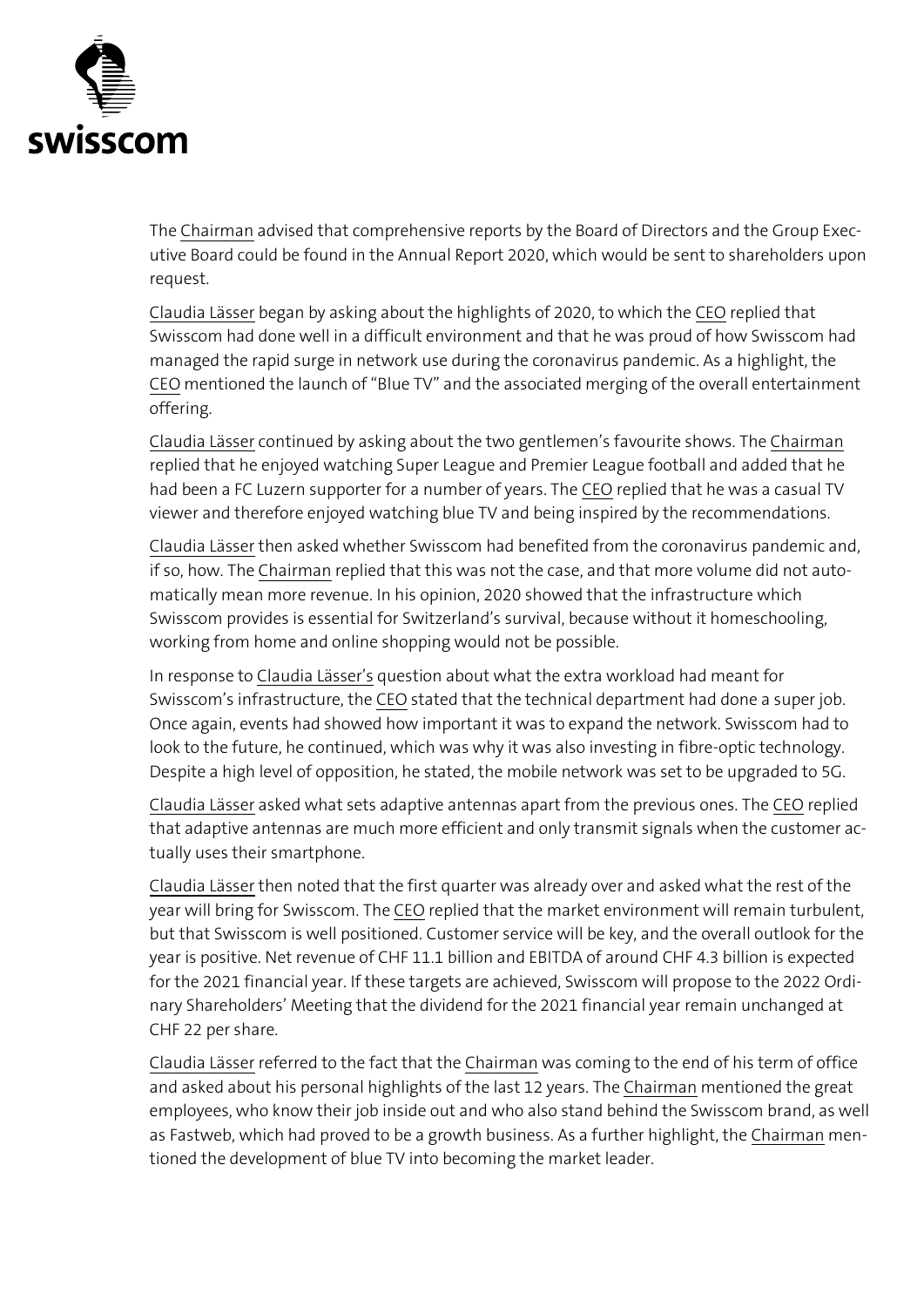The Chairman advised that comprehensive reports by the Board of Directors and the Group Executive Board could be found in the Annual Report 2020, which would be sent to shareholders upon request.

Claudia Lässer began by asking about the highlights of 2020, to which the CEO replied that Swisscom had done well in a difficult environment and that he was proud of how Swisscom had managed the rapid surge in network use during the coronavirus pandemic. As a highlight, the CEO mentioned the launch of "Blue TV" and the associated merging of the overall entertainment offering.

Claudia Lässer continued by asking about the two gentlemen's favourite shows. The Chairman replied that he enjoyed watching Super League and Premier League football and added that he had been a FC Luzern supporter for a number of years. The CEO replied that he was a casual TV viewer and therefore enjoyed watching blue TV and being inspired by the recommendations.

Claudia Lässer then asked whether Swisscom had benefited from the coronavirus pandemic and, if so, how. The Chairman replied that this was not the case, and that more volume did not automatically mean more revenue. In his opinion, 2020 showed that the infrastructure which Swisscom provides is essential for Switzerland's survival, because without it homeschooling, working from home and online shopping would not be possible.

In response to Claudia Lässer's question about what the extra workload had meant for Swisscom's infrastructure, the CEO stated that the technical department had done a super job. Once again, events had showed how important it was to expand the network. Swisscom had to look to the future, he continued, which was why it was also investing in fibre-optic technology. Despite a high level of opposition, he stated, the mobile network was set to be upgraded to 5G.

Claudia Lässer asked what sets adaptive antennas apart from the previous ones. The CEO replied that adaptive antennas are much more efficient and only transmit signals when the customer actually uses their smartphone.

Claudia Lässer then noted that the first quarter was already over and asked what the rest of the year will bring for Swisscom. The CEO replied that the market environment will remain turbulent, but that Swisscom is well positioned. Customer service will be key, and the overall outlook for the year is positive. Net revenue of CHF 11.1 billion and EBITDA of around CHF 4.3 billion is expected for the 2021 financial year. If these targets are achieved, Swisscom will propose to the 2022 Ordinary Shareholders' Meeting that the dividend for the 2021 financial year remain unchanged at CHF 22 per share.

Claudia Lässer referred to the fact that the Chairman was coming to the end of his term of office and asked about his personal highlights of the last 12 years. The Chairman mentioned the great employees, who know their job inside out and who also stand behind the Swisscom brand, as well as Fastweb, which had proved to be a growth business. As a further highlight, the Chairman mentioned the development of blue TV into becoming the market leader.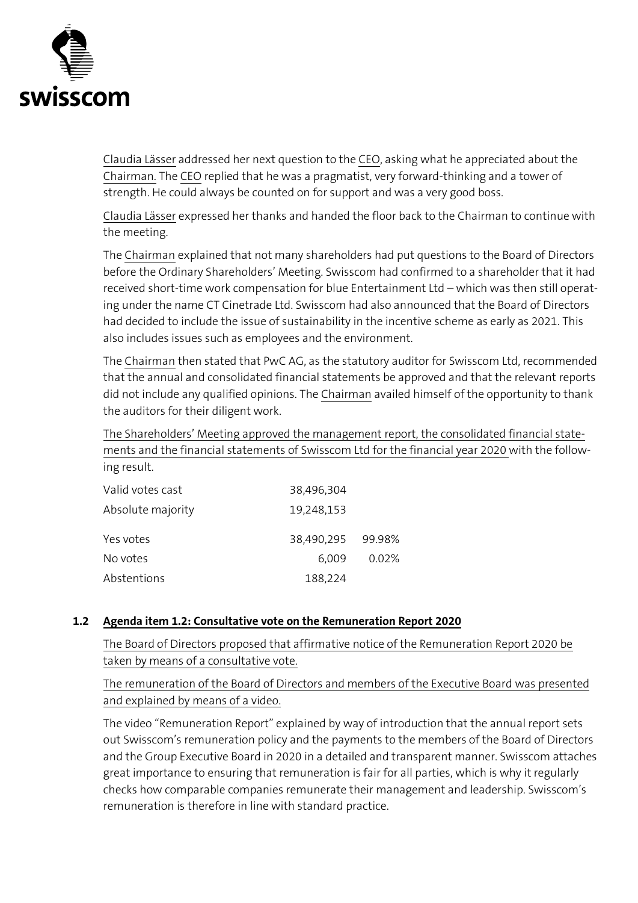Claudia Lässer addressed her next question to the CEO, asking what he appreciated about the Chairman. The CEO replied that he was a pragmatist, very forward-thinking and a tower of strength. He could always be counted on for support and was a very good boss.

Claudia Lässer expressed her thanks and handed the floor back to the Chairman to continue with the meeting.

The Chairman explained that not many shareholders had put questions to the Board of Directors before the Ordinary Shareholders' Meeting. Swisscom had confirmed to a shareholder that it had received short-time work compensation for blue Entertainment Ltd – which was then still operating under the name CT Cinetrade Ltd. Swisscom had also announced that the Board of Directors had decided to include the issue of sustainability in the incentive scheme as early as 2021. This also includes issues such as employees and the environment.

The Chairman then stated that PwC AG, as the statutory auditor for Swisscom Ltd, recommended that the annual and consolidated financial statements be approved and that the relevant reports did not include any qualified opinions. The Chairman availed himself of the opportunity to thank the auditors for their diligent work.

The Shareholders' Meeting approved the management report, the consolidated financial statements and the financial statements of Swisscom Ltd for the financial year 2020 with the following result.

| | | |
|---|---|---|
| Valid votes cast | 38,496,304 | |
| Absolute majority | 19,248,153 | |
| Yes votes | 38,490,295 | 99.98% |
| No votes | 6,009 | 0.02% |
| Abstentions | 188,224 | |

## 1.2 Agenda item 1.2: Consultative vote on the Remuneration Report 2020

The Board of Directors proposed that affirmative notice of the Remuneration Report 2020 be taken by means of a consultative vote.

The remuneration of the Board of Directors and members of the Executive Board was presented and explained by means of a video.

The video "Remuneration Report" explained by way of introduction that the annual report sets out Swisscom's remuneration policy and the payments to the members of the Board of Directors and the Group Executive Board in 2020 in a detailed and transparent manner. Swisscom attaches great importance to ensuring that remuneration is fair for all parties, which is why it regularly checks how comparable companies remunerate their management and leadership. Swisscom's remuneration is therefore in line with standard practice.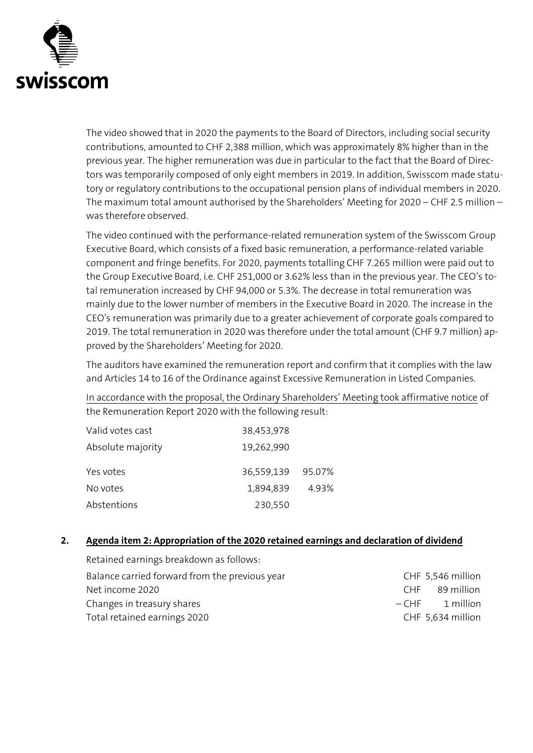The video showed that in 2020 the payments to the Board of Directors, including social security contributions, amounted to CHF 2,388 million, which was approximately 8% higher than in the previous year. The higher remuneration was due in particular to the fact that the Board of Directors was temporarily composed of only eight members in 2019. In addition, Swisscom made statutory or regulatory contributions to the occupational pension plans of individual members in 2020. The maximum total amount authorised by the Shareholders' Meeting for 2020 – CHF 2.5 million – was therefore observed.

The video continued with the performance-related remuneration system of the Swisscom Group Executive Board, which consists of a fixed basic remuneration, a performance-related variable component and fringe benefits. For 2020, payments totalling CHF 7.265 million were paid out to the Group Executive Board, i.e. CHF 251,000 or 3.62% less than in the previous year. The CEO's total remuneration increased by CHF 94,000 or 5.3%. The decrease in total remuneration was mainly due to the lower number of members in the Executive Board in 2020. The increase in the CEO's remuneration was primarily due to a greater achievement of corporate goals compared to 2019. The total remuneration in 2020 was therefore under the total amount (CHF 9.7 million) approved by the Shareholders' Meeting for 2020.

The auditors have examined the remuneration report and confirm that it complies with the law and Articles 14 to 16 of the Ordinance against Excessive Remuneration in Listed Companies.

In accordance with the proposal, the Ordinary Shareholders' Meeting took affirmative notice of the Remuneration Report 2020 with the following result:

| | | |
|---|---|---|
| Valid votes cast | 38,453,978 | |
| Absolute majority | 19,262,990 | |
| Yes votes | 36,559,139 | 95.07% |
| No votes | 1,894,839 | 4.93% |
| Abstentions | 230,550 | |

## 2. Agenda item 2: Appropriation of the 2020 retained earnings and declaration of dividend

Retained earnings breakdown as follows:

| | |
|---|---|
| Balance carried forward from the previous year | CHF 5,546 million |
| Net income 2020 | CHF 89 million |
| Changes in treasury shares | – CHF 1 million |
| Total retained earnings 2020 | CHF 5,634 million |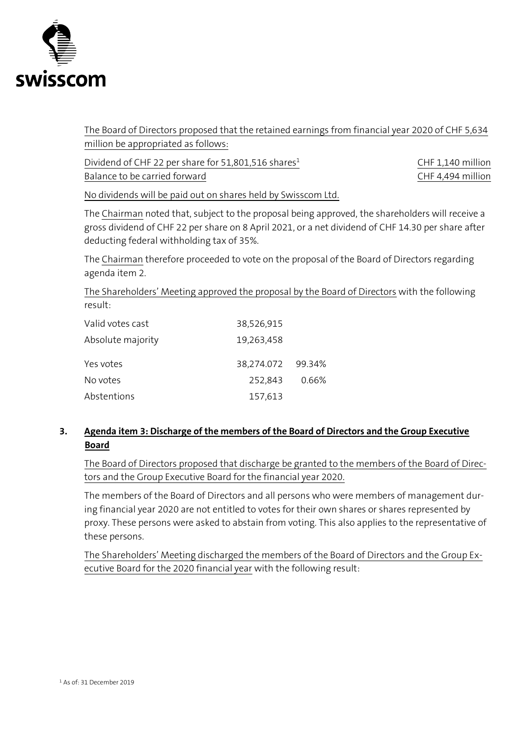The Board of Directors proposed that the retained earnings from financial year 2020 of CHF 5,634 million be appropriated as follows:

| | |
|---|---|
| Dividend of CHF 22 per share for 51,801,516 shares[1] | CHF 1,140 million |
| Balance to be carried forward | CHF 4,494 million |

No dividends will be paid out on shares held by Swisscom Ltd.

The Chairman noted that, subject to the proposal being approved, the shareholders will receive a gross dividend of CHF 22 per share on 8 April 2021, or a net dividend of CHF 14.30 per share after deducting federal withholding tax of 35%.

The Chairman therefore proceeded to vote on the proposal of the Board of Directors regarding agenda item 2.

The Shareholders' Meeting approved the proposal by the Board of Directors with the following result:

| | | |
|---|---|---|
| Valid votes cast | 38,526,915 | |
| Absolute majority | 19,263,458 | |
| Yes votes | 38,274.072 | 99.34% |
| No votes | 252,843 | 0.66% |
| Abstentions | 157,613 | |

## 3. **Agenda item 3: Discharge of the members of the Board of Directors and the Group Executive Board**

The Board of Directors proposed that discharge be granted to the members of the Board of Directors and the Group Executive Board for the financial year 2020.

The members of the Board of Directors and all persons who were members of management during financial year 2020 are not entitled to votes for their own shares or shares represented by proxy. These persons were asked to abstain from voting. This also applies to the representative of these persons.

The Shareholders' Meeting discharged the members of the Board of Directors and the Group Executive Board for the 2020 financial year with the following result:

[1] As of: 31 December 2019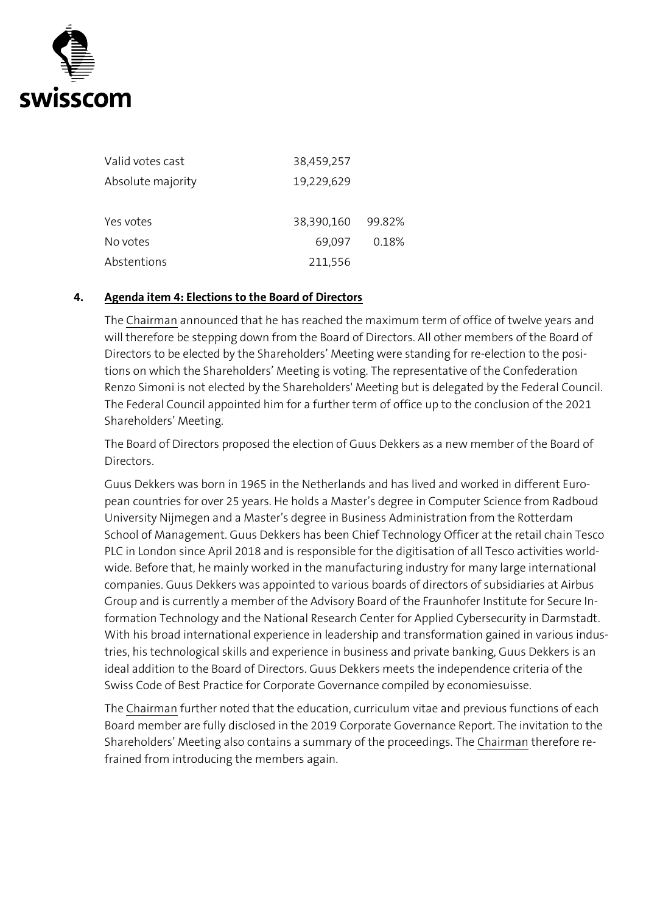| | | |
|---|---|---|
| Valid votes cast | 38,459,257 | |
| Absolute majority | 19,229,629 | |
| | | |
| Yes votes | 38,390,160 | 99.82% |
| No votes | 69,097 | 0.18% |
| Abstentions | 211,556 | |

## 4. **Agenda item 4: Elections to the Board of Directors**

The Chairman announced that he has reached the maximum term of office of twelve years and will therefore be stepping down from the Board of Directors. All other members of the Board of Directors to be elected by the Shareholders' Meeting were standing for re-election to the positions on which the Shareholders' Meeting is voting. The representative of the Confederation Renzo Simoni is not elected by the Shareholders' Meeting but is delegated by the Federal Council. The Federal Council appointed him for a further term of office up to the conclusion of the 2021 Shareholders' Meeting.

The Board of Directors proposed the election of Guus Dekkers as a new member of the Board of Directors.

Guus Dekkers was born in 1965 in the Netherlands and has lived and worked in different European countries for over 25 years. He holds a Master's degree in Computer Science from Radboud University Nijmegen and a Master's degree in Business Administration from the Rotterdam School of Management. Guus Dekkers has been Chief Technology Officer at the retail chain Tesco PLC in London since April 2018 and is responsible for the digitisation of all Tesco activities worldwide. Before that, he mainly worked in the manufacturing industry for many large international companies. Guus Dekkers was appointed to various boards of directors of subsidiaries at Airbus Group and is currently a member of the Advisory Board of the Fraunhofer Institute for Secure Information Technology and the National Research Center for Applied Cybersecurity in Darmstadt. With his broad international experience in leadership and transformation gained in various industries, his technological skills and experience in business and private banking, Guus Dekkers is an ideal addition to the Board of Directors. Guus Dekkers meets the independence criteria of the Swiss Code of Best Practice for Corporate Governance compiled by economiesuisse.

The Chairman further noted that the education, curriculum vitae and previous functions of each Board member are fully disclosed in the 2019 Corporate Governance Report. The invitation to the Shareholders' Meeting also contains a summary of the proceedings. The Chairman therefore refrained from introducing the members again.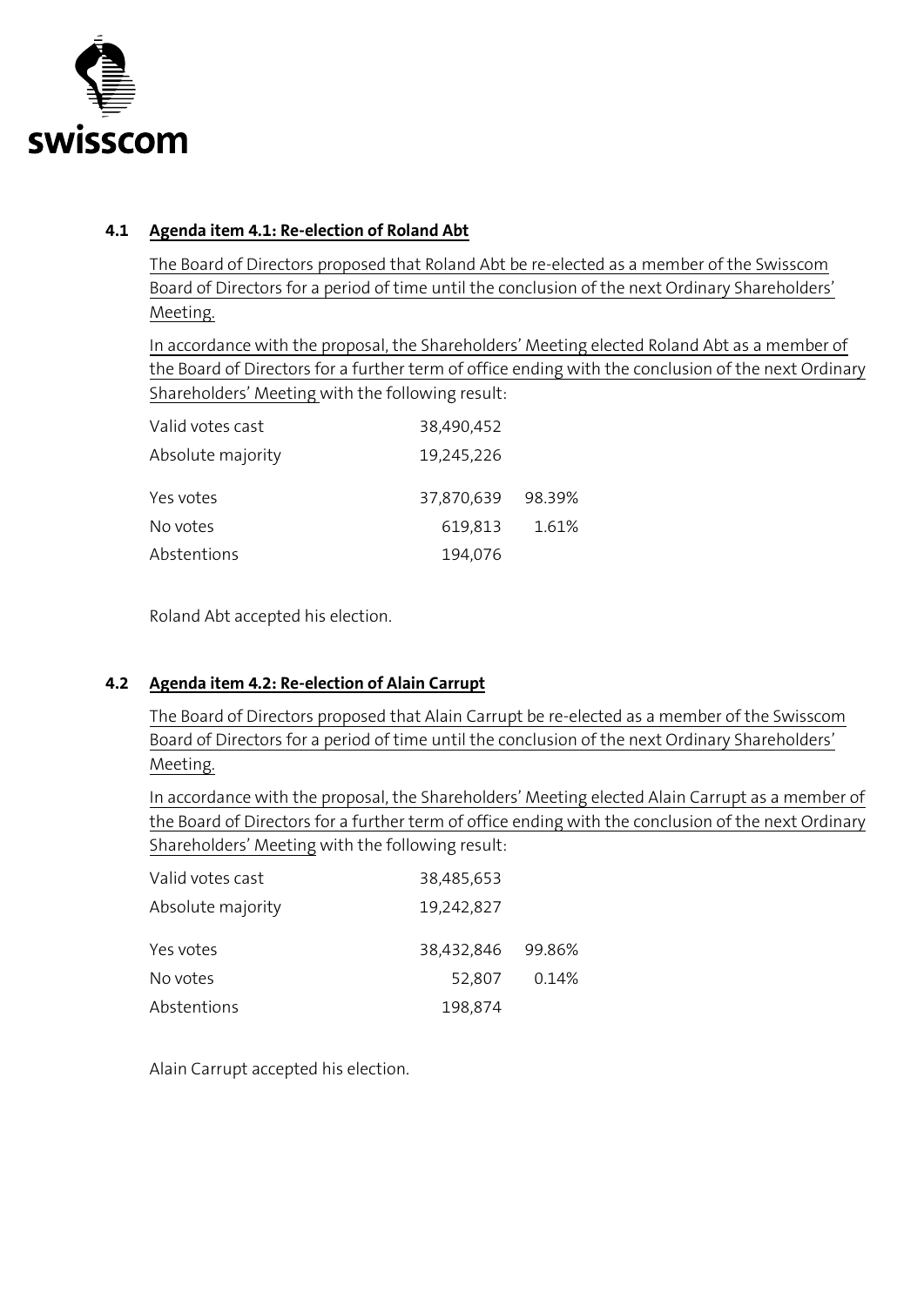### 4.1 Agenda item 4.1: Re-election of Roland Abt

The Board of Directors proposed that Roland Abt be re-elected as a member of the Swisscom Board of Directors for a period of time until the conclusion of the next Ordinary Shareholders' Meeting.

In accordance with the proposal, the Shareholders' Meeting elected Roland Abt as a member of the Board of Directors for a further term of office ending with the conclusion of the next Ordinary Shareholders' Meeting with the following result:

| | | |
|---|---|---|
| Valid votes cast | 38,490,452 | |
| Absolute majority | 19,245,226 | |
| Yes votes | 37,870,639 | 98.39% |
| No votes | 619,813 | 1.61% |
| Abstentions | 194,076 | |

Roland Abt accepted his election.

### 4.2 Agenda item 4.2: Re-election of Alain Carrupt

The Board of Directors proposed that Alain Carrupt be re-elected as a member of the Swisscom Board of Directors for a period of time until the conclusion of the next Ordinary Shareholders' Meeting.

In accordance with the proposal, the Shareholders' Meeting elected Alain Carrupt as a member of the Board of Directors for a further term of office ending with the conclusion of the next Ordinary Shareholders' Meeting with the following result:

| | | |
|---|---|---|
| Valid votes cast | 38,485,653 | |
| Absolute majority | 19,242,827 | |
| Yes votes | 38,432,846 | 99.86% |
| No votes | 52,807 | 0.14% |
| Abstentions | 198,874 | |

Alain Carrupt accepted his election.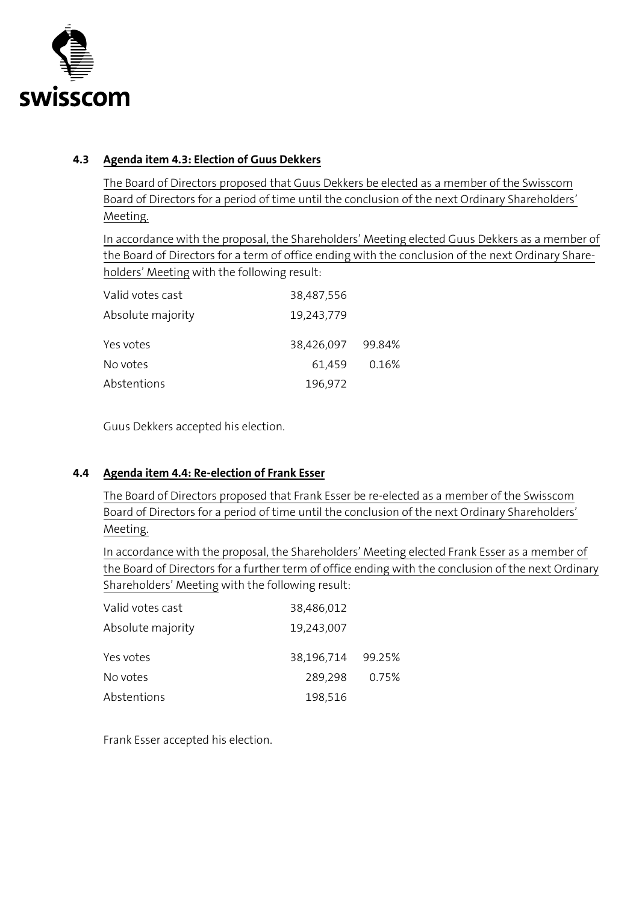### 4.3 Agenda item 4.3: Election of Guus Dekkers

The Board of Directors proposed that Guus Dekkers be elected as a member of the Swisscom Board of Directors for a period of time until the conclusion of the next Ordinary Shareholders' Meeting.

In accordance with the proposal, the Shareholders' Meeting elected Guus Dekkers as a member of the Board of Directors for a term of office ending with the conclusion of the next Ordinary Shareholders' Meeting with the following result:

| | | |
|---|---|---|
| Valid votes cast | 38,487,556 | |
| Absolute majority | 19,243,779 | |
| Yes votes | 38,426,097 | 99.84% |
| No votes | 61,459 | 0.16% |
| Abstentions | 196,972 | |

Guus Dekkers accepted his election.

### 4.4 Agenda item 4.4: Re-election of Frank Esser

The Board of Directors proposed that Frank Esser be re-elected as a member of the Swisscom Board of Directors for a period of time until the conclusion of the next Ordinary Shareholders' Meeting.

In accordance with the proposal, the Shareholders' Meeting elected Frank Esser as a member of the Board of Directors for a further term of office ending with the conclusion of the next Ordinary Shareholders' Meeting with the following result:

| | | |
|---|---|---|
| Valid votes cast | 38,486,012 | |
| Absolute majority | 19,243,007 | |
| Yes votes | 38,196,714 | 99.25% |
| No votes | 289,298 | 0.75% |
| Abstentions | 198,516 | |

Frank Esser accepted his election.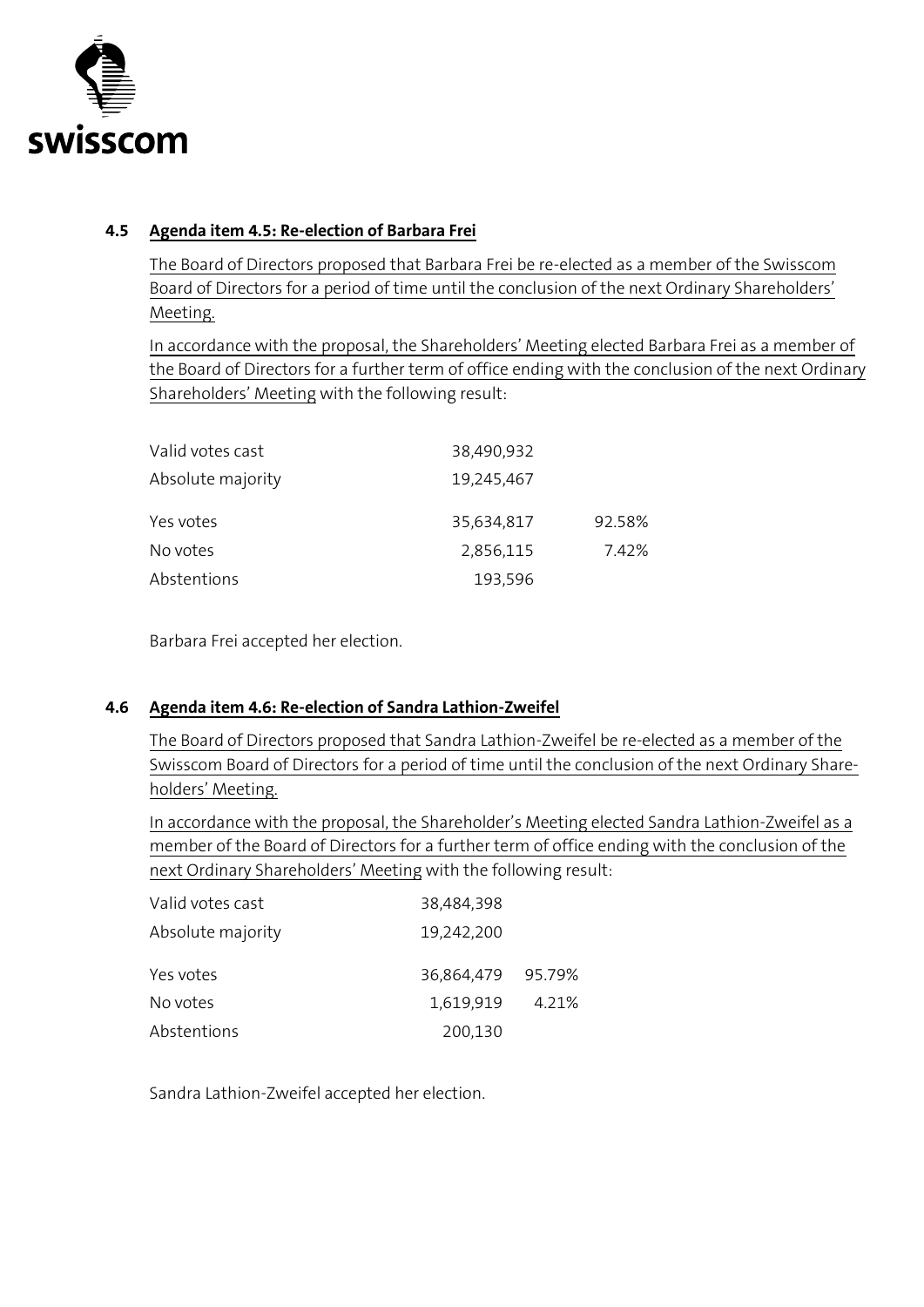### 4.5 Agenda item 4.5: Re-election of Barbara Frei

The Board of Directors proposed that Barbara Frei be re-elected as a member of the Swisscom Board of Directors for a period of time until the conclusion of the next Ordinary Shareholders' Meeting.

In accordance with the proposal, the Shareholders' Meeting elected Barbara Frei as a member of the Board of Directors for a further term of office ending with the conclusion of the next Ordinary Shareholders' Meeting with the following result:

| | | |
|---|---|---|
| Valid votes cast | 38,490,932 | |
| Absolute majority | 19,245,467 | |
| Yes votes | 35,634,817 | 92.58% |
| No votes | 2,856,115 | 7.42% |
| Abstentions | 193,596 | |

Barbara Frei accepted her election.

### 4.6 Agenda item 4.6: Re-election of Sandra Lathion-Zweifel

The Board of Directors proposed that Sandra Lathion-Zweifel be re-elected as a member of the Swisscom Board of Directors for a period of time until the conclusion of the next Ordinary Shareholders' Meeting.

In accordance with the proposal, the Shareholder's Meeting elected Sandra Lathion-Zweifel as a member of the Board of Directors for a further term of office ending with the conclusion of the next Ordinary Shareholders' Meeting with the following result:

| | | |
|---|---|---|
| Valid votes cast | 38,484,398 | |
| Absolute majority | 19,242,200 | |
| Yes votes | 36,864,479 | 95.79% |
| No votes | 1,619,919 | 4.21% |
| Abstentions | 200,130 | |

Sandra Lathion-Zweifel accepted her election.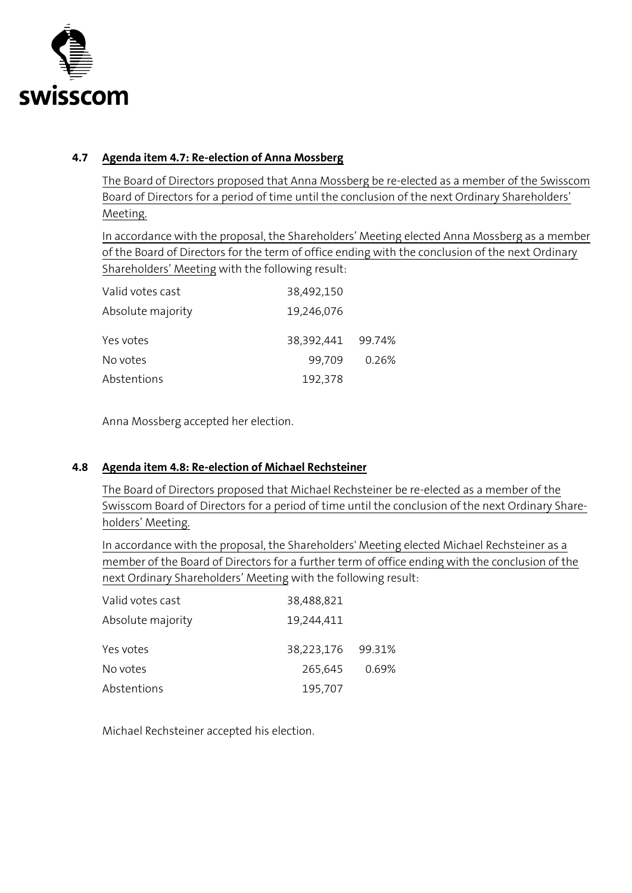### 4.7 Agenda item 4.7: Re-election of Anna Mossberg

The Board of Directors proposed that Anna Mossberg be re-elected as a member of the Swisscom Board of Directors for a period of time until the conclusion of the next Ordinary Shareholders' Meeting.

In accordance with the proposal, the Shareholders' Meeting elected Anna Mossberg as a member of the Board of Directors for the term of office ending with the conclusion of the next Ordinary Shareholders' Meeting with the following result:

| | | |
|---|---|---|
| Valid votes cast | 38,492,150 | |
| Absolute majority | 19,246,076 | |
| Yes votes | 38,392,441 | 99.74% |
| No votes | 99,709 | 0.26% |
| Abstentions | 192,378 | |

Anna Mossberg accepted her election.

### 4.8 Agenda item 4.8: Re-election of Michael Rechsteiner

The Board of Directors proposed that Michael Rechsteiner be re-elected as a member of the Swisscom Board of Directors for a period of time until the conclusion of the next Ordinary Share-holders' Meeting.

In accordance with the proposal, the Shareholders' Meeting elected Michael Rechsteiner as a member of the Board of Directors for a further term of office ending with the conclusion of the next Ordinary Shareholders' Meeting with the following result:

| | | |
|---|---|---|
| Valid votes cast | 38,488,821 | |
| Absolute majority | 19,244,411 | |
| Yes votes | 38,223,176 | 99.31% |
| No votes | 265,645 | 0.69% |
| Abstentions | 195,707 | |

Michael Rechsteiner accepted his election.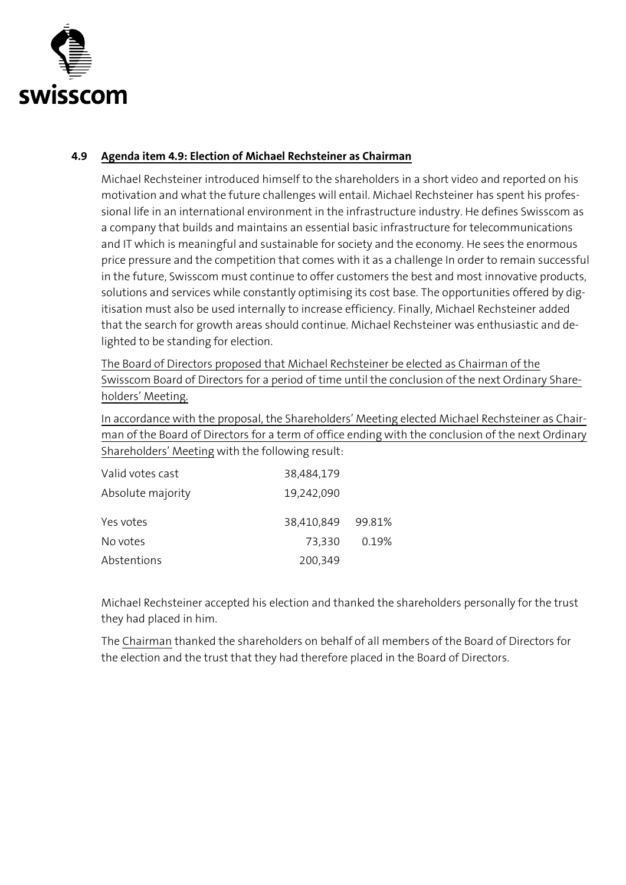## 4.9 Agenda item 4.9: Election of Michael Rechsteiner as Chairman

Michael Rechsteiner introduced himself to the shareholders in a short video and reported on his motivation and what the future challenges will entail. Michael Rechsteiner has spent his professional life in an international environment in the infrastructure industry. He defines Swisscom as a company that builds and maintains an essential basic infrastructure for telecommunications and IT which is meaningful and sustainable for society and the economy. He sees the enormous price pressure and the competition that comes with it as a challenge In order to remain successful in the future, Swisscom must continue to offer customers the best and most innovative products, solutions and services while constantly optimising its cost base. The opportunities offered by digitisation must also be used internally to increase efficiency. Finally, Michael Rechsteiner added that the search for growth areas should continue. Michael Rechsteiner was enthusiastic and delighted to be standing for election.

The Board of Directors proposed that Michael Rechsteiner be elected as Chairman of the Swisscom Board of Directors for a period of time until the conclusion of the next Ordinary Shareholders' Meeting.

In accordance with the proposal, the Shareholders' Meeting elected Michael Rechsteiner as Chairman of the Board of Directors for a term of office ending with the conclusion of the next Ordinary Shareholders' Meeting with the following result:

| | | |
|---|---|---|
| Valid votes cast | 38,484,179 | |
| Absolute majority | 19,242,090 | |
| Yes votes | 38,410,849 | 99.81% |
| No votes | 73,330 | 0.19% |
| Abstentions | 200,349 | |

Michael Rechsteiner accepted his election and thanked the shareholders personally for the trust they had placed in him.

The Chairman thanked the shareholders on behalf of all members of the Board of Directors for the election and the trust that they had therefore placed in the Board of Directors.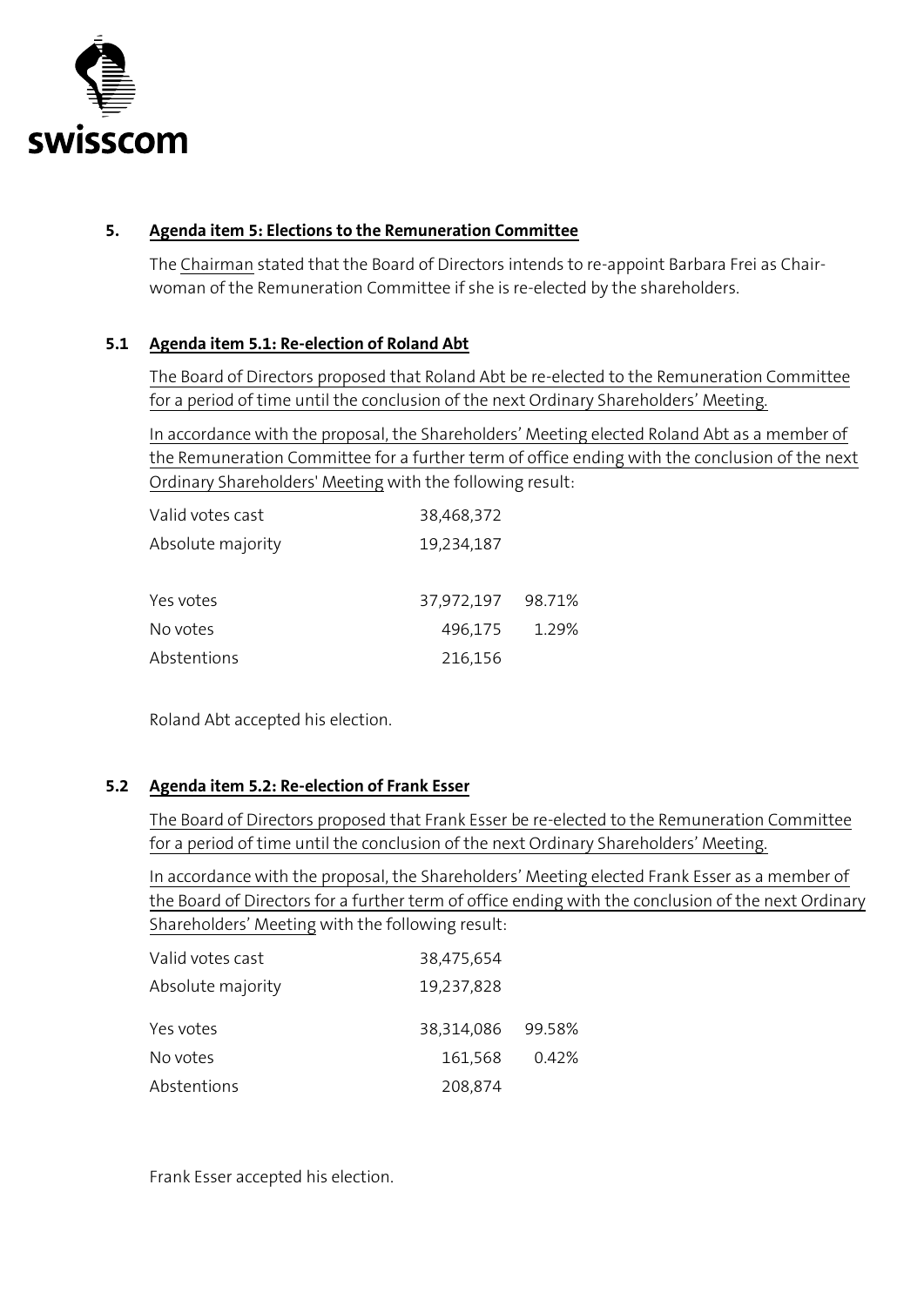## 5. Agenda item 5: Elections to the Remuneration Committee

The Chairman stated that the Board of Directors intends to re-appoint Barbara Frei as Chairwoman of the Remuneration Committee if she is re-elected by the shareholders.

### 5.1 Agenda item 5.1: Re-election of Roland Abt

The Board of Directors proposed that Roland Abt be re-elected to the Remuneration Committee for a period of time until the conclusion of the next Ordinary Shareholders' Meeting.

In accordance with the proposal, the Shareholders' Meeting elected Roland Abt as a member of the Remuneration Committee for a further term of office ending with the conclusion of the next Ordinary Shareholders' Meeting with the following result:

| | | |
|---|---|---|
| Valid votes cast | 38,468,372 | |
| Absolute majority | 19,234,187 | |
| Yes votes | 37,972,197 | 98.71% |
| No votes | 496,175 | 1.29% |
| Abstentions | 216,156 | |

Roland Abt accepted his election.

### 5.2 Agenda item 5.2: Re-election of Frank Esser

The Board of Directors proposed that Frank Esser be re-elected to the Remuneration Committee for a period of time until the conclusion of the next Ordinary Shareholders' Meeting.

In accordance with the proposal, the Shareholders' Meeting elected Frank Esser as a member of the Board of Directors for a further term of office ending with the conclusion of the next Ordinary Shareholders' Meeting with the following result:

| | | |
|---|---|---|
| Valid votes cast | 38,475,654 | |
| Absolute majority | 19,237,828 | |
| Yes votes | 38,314,086 | 99.58% |
| No votes | 161,568 | 0.42% |
| Abstentions | 208,874 | |

Frank Esser accepted his election.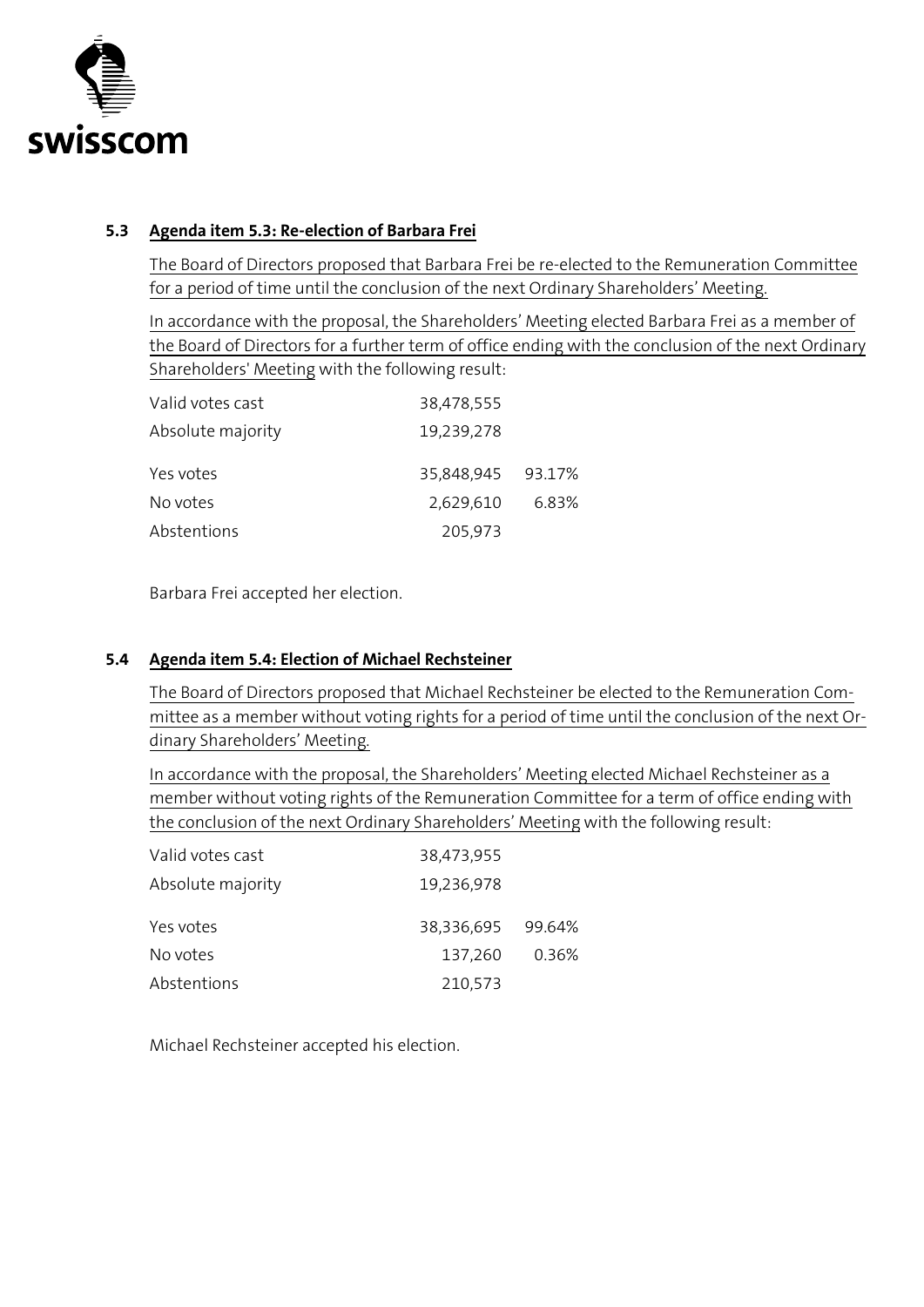**5.3 Agenda item 5.3: Re-election of Barbara Frei**

The Board of Directors proposed that Barbara Frei be re-elected to the Remuneration Committee for a period of time until the conclusion of the next Ordinary Shareholders' Meeting.

In accordance with the proposal, the Shareholders' Meeting elected Barbara Frei as a member of the Board of Directors for a further term of office ending with the conclusion of the next Ordinary Shareholders' Meeting with the following result:

| | | |
|---|---|---|
| Valid votes cast | 38,478,555 | |
| Absolute majority | 19,239,278 | |
| Yes votes | 35,848,945 | 93.17% |
| No votes | 2,629,610 | 6.83% |
| Abstentions | 205,973 | |

Barbara Frei accepted her election.

**5.4 Agenda item 5.4: Election of Michael Rechsteiner**

The Board of Directors proposed that Michael Rechsteiner be elected to the Remuneration Committee as a member without voting rights for a period of time until the conclusion of the next Ordinary Shareholders' Meeting.

In accordance with the proposal, the Shareholders' Meeting elected Michael Rechsteiner as a member without voting rights of the Remuneration Committee for a term of office ending with the conclusion of the next Ordinary Shareholders' Meeting with the following result:

| | | |
|---|---|---|
| Valid votes cast | 38,473,955 | |
| Absolute majority | 19,236,978 | |
| Yes votes | 38,336,695 | 99.64% |
| No votes | 137,260 | 0.36% |
| Abstentions | 210,573 | |

Michael Rechsteiner accepted his election.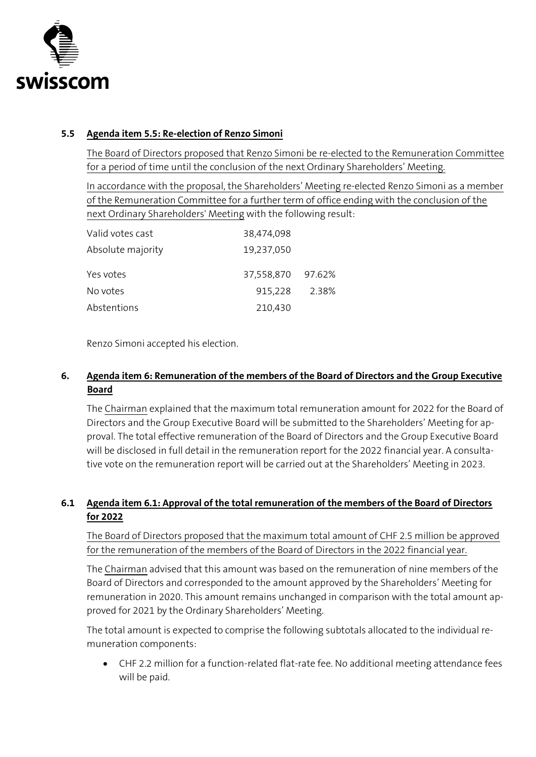## 5.5 Agenda item 5.5: Re-election of Renzo Simoni

The Board of Directors proposed that Renzo Simoni be re-elected to the Remuneration Committee for a period of time until the conclusion of the next Ordinary Shareholders' Meeting.

In accordance with the proposal, the Shareholders' Meeting re-elected Renzo Simoni as a member of the Remuneration Committee for a further term of office ending with the conclusion of the next Ordinary Shareholders' Meeting with the following result:

| | | |
|---|---|---|
| Valid votes cast | 38,474,098 | |
| Absolute majority | 19,237,050 | |
| Yes votes | 37,558,870 | 97.62% |
| No votes | 915,228 | 2.38% |
| Abstentions | 210,430 | |

Renzo Simoni accepted his election.

## 6. Agenda item 6: Remuneration of the members of the Board of Directors and the Group Executive Board

The Chairman explained that the maximum total remuneration amount for 2022 for the Board of Directors and the Group Executive Board will be submitted to the Shareholders' Meeting for approval. The total effective remuneration of the Board of Directors and the Group Executive Board will be disclosed in full detail in the remuneration report for the 2022 financial year. A consultative vote on the remuneration report will be carried out at the Shareholders' Meeting in 2023.

## 6.1 Agenda item 6.1: Approval of the total remuneration of the members of the Board of Directors for 2022

The Board of Directors proposed that the maximum total amount of CHF 2.5 million be approved for the remuneration of the members of the Board of Directors in the 2022 financial year.

The Chairman advised that this amount was based on the remuneration of nine members of the Board of Directors and corresponded to the amount approved by the Shareholders' Meeting for remuneration in 2020. This amount remains unchanged in comparison with the total amount approved for 2021 by the Ordinary Shareholders' Meeting.

The total amount is expected to comprise the following subtotals allocated to the individual remuneration components:

- CHF 2.2 million for a function-related flat-rate fee. No additional meeting attendance fees will be paid.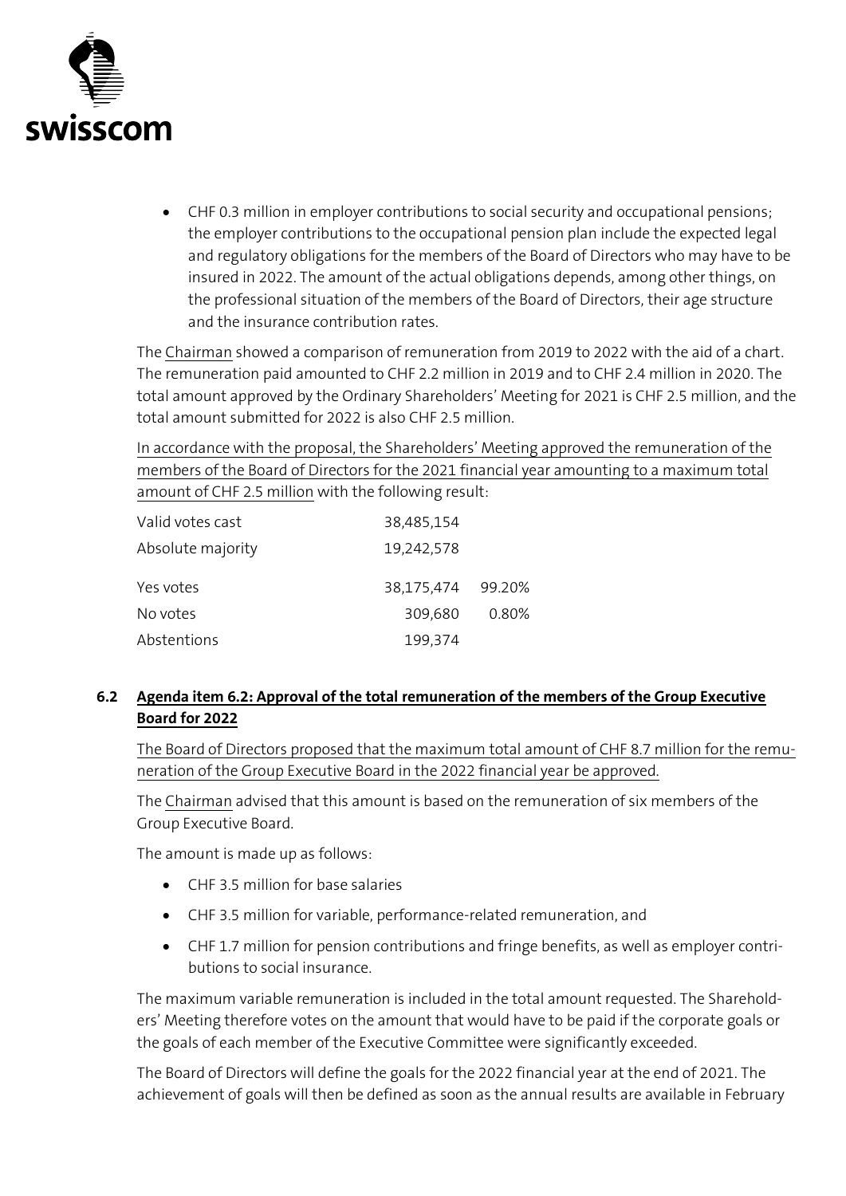- CHF 0.3 million in employer contributions to social security and occupational pensions; the employer contributions to the occupational pension plan include the expected legal and regulatory obligations for the members of the Board of Directors who may have to be insured in 2022. The amount of the actual obligations depends, among other things, on the professional situation of the members of the Board of Directors, their age structure and the insurance contribution rates.

The Chairman showed a comparison of remuneration from 2019 to 2022 with the aid of a chart. The remuneration paid amounted to CHF 2.2 million in 2019 and to CHF 2.4 million in 2020. The total amount approved by the Ordinary Shareholders' Meeting for 2021 is CHF 2.5 million, and the total amount submitted for 2022 is also CHF 2.5 million.

In accordance with the proposal, the Shareholders' Meeting approved the remuneration of the members of the Board of Directors for the 2021 financial year amounting to a maximum total amount of CHF 2.5 million with the following result:

| | | |
|---|---|---|
| Valid votes cast | 38,485,154 | |
| Absolute majority | 19,242,578 | |
| Yes votes | 38,175,474 | 99.20% |
| No votes | 309,680 | 0.80% |
| Abstentions | 199,374 | |

## 6.2 Agenda item 6.2: Approval of the total remuneration of the members of the Group Executive Board for 2022

The Board of Directors proposed that the maximum total amount of CHF 8.7 million for the remuneration of the Group Executive Board in the 2022 financial year be approved.

The Chairman advised that this amount is based on the remuneration of six members of the Group Executive Board.

The amount is made up as follows:

- CHF 3.5 million for base salaries
- CHF 3.5 million for variable, performance-related remuneration, and
- CHF 1.7 million for pension contributions and fringe benefits, as well as employer contributions to social insurance.

The maximum variable remuneration is included in the total amount requested. The Shareholders' Meeting therefore votes on the amount that would have to be paid if the corporate goals or the goals of each member of the Executive Committee were significantly exceeded.

The Board of Directors will define the goals for the 2022 financial year at the end of 2021. The achievement of goals will then be defined as soon as the annual results are available in February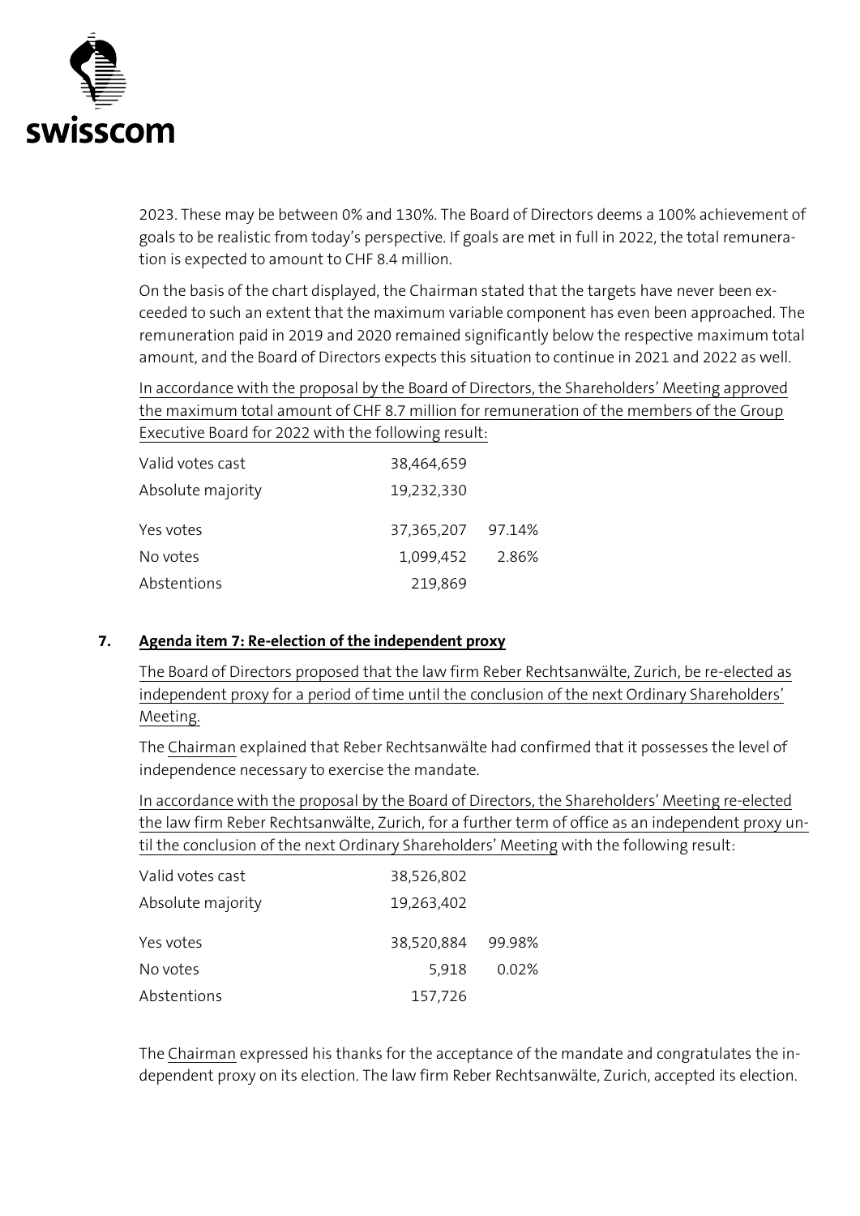2023. These may be between 0% and 130%. The Board of Directors deems a 100% achievement of goals to be realistic from today's perspective. If goals are met in full in 2022, the total remuneration is expected to amount to CHF 8.4 million.

On the basis of the chart displayed, the Chairman stated that the targets have never been exceeded to such an extent that the maximum variable component has even been approached. The remuneration paid in 2019 and 2020 remained significantly below the respective maximum total amount, and the Board of Directors expects this situation to continue in 2021 and 2022 as well.

In accordance with the proposal by the Board of Directors, the Shareholders' Meeting approved the maximum total amount of CHF 8.7 million for remuneration of the members of the Group Executive Board for 2022 with the following result:

| | | |
|---|---|---|
| Valid votes cast | 38,464,659 | |
| Absolute majority | 19,232,330 | |
| Yes votes | 37,365,207 | 97.14% |
| No votes | 1,099,452 | 2.86% |
| Abstentions | 219,869 | |

## 7. Agenda item 7: Re-election of the independent proxy

The Board of Directors proposed that the law firm Reber Rechtsanwälte, Zurich, be re-elected as independent proxy for a period of time until the conclusion of the next Ordinary Shareholders' Meeting.

The Chairman explained that Reber Rechtsanwälte had confirmed that it possesses the level of independence necessary to exercise the mandate.

In accordance with the proposal by the Board of Directors, the Shareholders' Meeting re-elected the law firm Reber Rechtsanwälte, Zurich, for a further term of office as an independent proxy until the conclusion of the next Ordinary Shareholders' Meeting with the following result:

| | | |
|---|---|---|
| Valid votes cast | 38,526,802 | |
| Absolute majority | 19,263,402 | |
| Yes votes | 38,520,884 | 99.98% |
| No votes | 5,918 | 0.02% |
| Abstentions | 157,726 | |

The Chairman expressed his thanks for the acceptance of the mandate and congratulates the independent proxy on its election. The law firm Reber Rechtsanwälte, Zurich, accepted its election.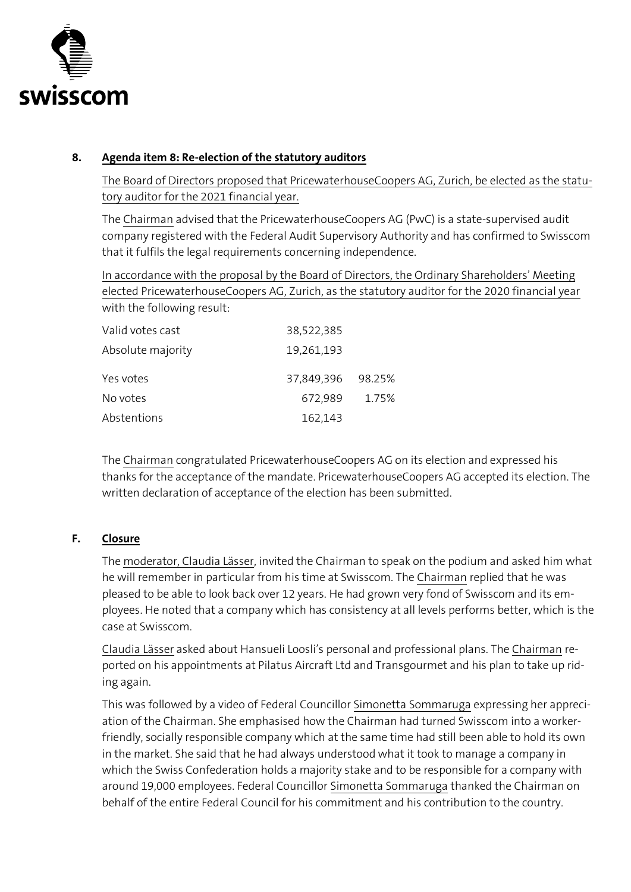## 8. Agenda item 8: Re-election of the statutory auditors

The Board of Directors proposed that PricewaterhouseCoopers AG, Zurich, be elected as the statutory auditor for the 2021 financial year.

The Chairman advised that the PricewaterhouseCoopers AG (PwC) is a state-supervised audit company registered with the Federal Audit Supervisory Authority and has confirmed to Swisscom that it fulfils the legal requirements concerning independence.

In accordance with the proposal by the Board of Directors, the Ordinary Shareholders' Meeting elected PricewaterhouseCoopers AG, Zurich, as the statutory auditor for the 2020 financial year with the following result:

| | | |
|---|---|---|
| Valid votes cast | 38,522,385 | |
| Absolute majority | 19,261,193 | |
| Yes votes | 37,849,396 | 98.25% |
| No votes | 672,989 | 1.75% |
| Abstentions | 162,143 | |

The Chairman congratulated PricewaterhouseCoopers AG on its election and expressed his thanks for the acceptance of the mandate. PricewaterhouseCoopers AG accepted its election. The written declaration of acceptance of the election has been submitted.

## F. Closure

The moderator, Claudia Lässer, invited the Chairman to speak on the podium and asked him what he will remember in particular from his time at Swisscom. The Chairman replied that he was pleased to be able to look back over 12 years. He had grown very fond of Swisscom and its employees. He noted that a company which has consistency at all levels performs better, which is the case at Swisscom.

Claudia Lässer asked about Hansueli Loosli's personal and professional plans. The Chairman reported on his appointments at Pilatus Aircraft Ltd and Transgourmet and his plan to take up riding again.

This was followed by a video of Federal Councillor Simonetta Sommaruga expressing her appreciation of the Chairman. She emphasised how the Chairman had turned Swisscom into a worker-friendly, socially responsible company which at the same time had still been able to hold its own in the market. She said that he had always understood what it took to manage a company in which the Swiss Confederation holds a majority stake and to be responsible for a company with around 19,000 employees. Federal Councillor Simonetta Sommaruga thanked the Chairman on behalf of the entire Federal Council for his commitment and his contribution to the country.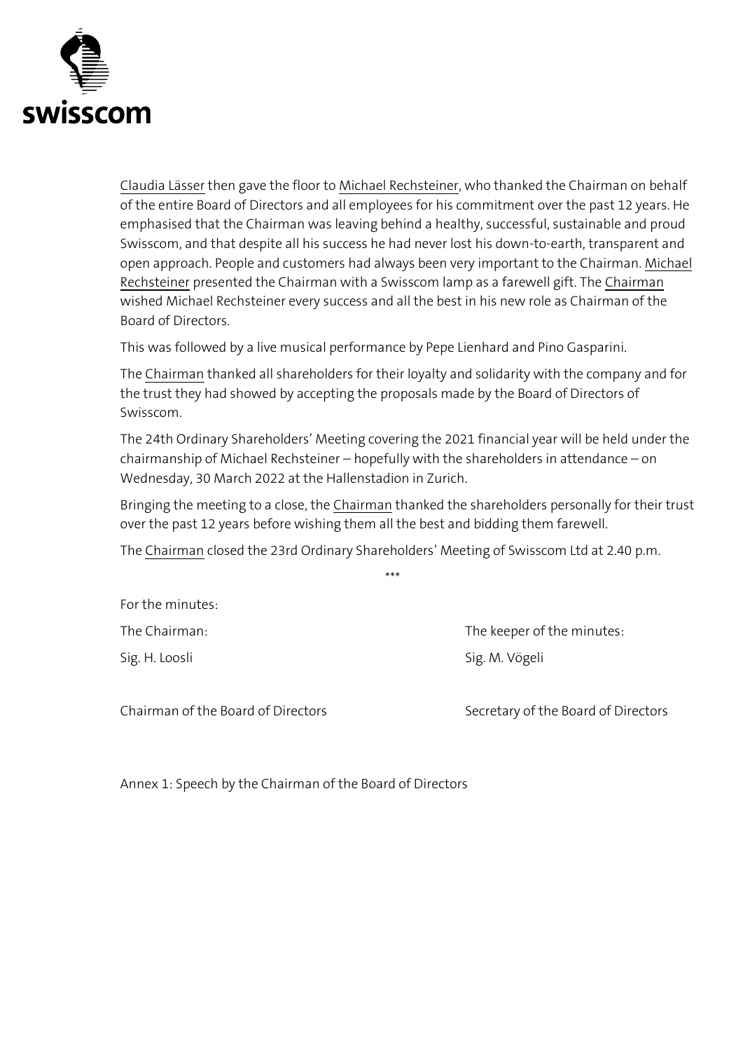Claudia Lässer then gave the floor to Michael Rechsteiner, who thanked the Chairman on behalf of the entire Board of Directors and all employees for his commitment over the past 12 years. He emphasised that the Chairman was leaving behind a healthy, successful, sustainable and proud Swisscom, and that despite all his success he had never lost his down-to-earth, transparent and open approach. People and customers had always been very important to the Chairman. Michael Rechsteiner presented the Chairman with a Swisscom lamp as a farewell gift. The Chairman wished Michael Rechsteiner every success and all the best in his new role as Chairman of the Board of Directors.

This was followed by a live musical performance by Pepe Lienhard and Pino Gasparini.

The Chairman thanked all shareholders for their loyalty and solidarity with the company and for the trust they had showed by accepting the proposals made by the Board of Directors of Swisscom.

The 24th Ordinary Shareholders' Meeting covering the 2021 financial year will be held under the chairmanship of Michael Rechsteiner – hopefully with the shareholders in attendance – on Wednesday, 30 March 2022 at the Hallenstadion in Zurich.

Bringing the meeting to a close, the Chairman thanked the shareholders personally for their trust over the past 12 years before wishing them all the best and bidding them farewell.

The Chairman closed the 23rd Ordinary Shareholders' Meeting of Swisscom Ltd at 2.40 p.m.

***

For the minutes:

| The Chairman: | The keeper of the minutes: |
|---|---|
| Sig. H. Loosli | Sig. M. Vögeli |
| Chairman of the Board of Directors | Secretary of the Board of Directors |

Annex 1: Speech by the Chairman of the Board of Directors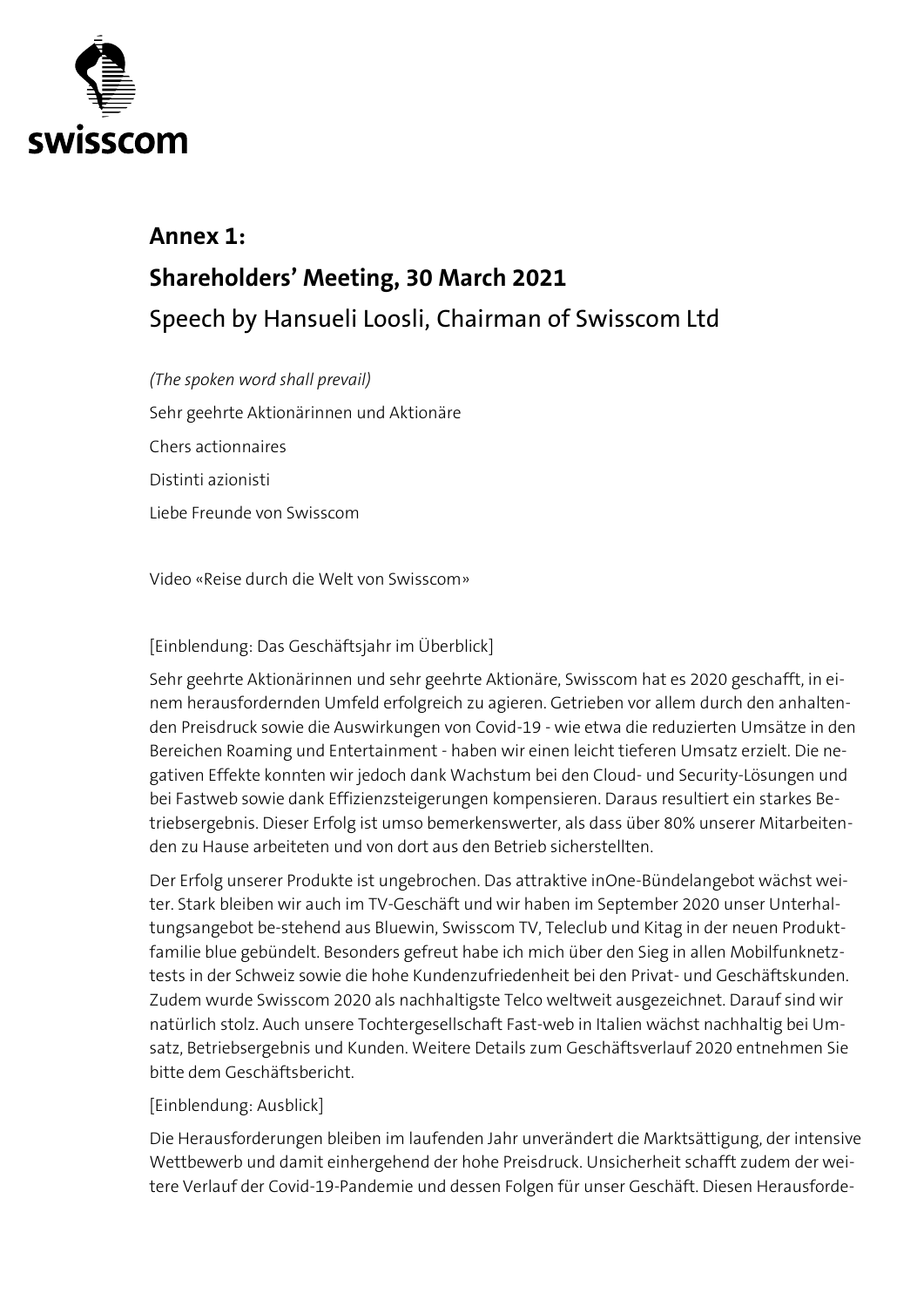## Annex 1:

## Shareholders' Meeting, 30 March 2021

### Speech by Hansueli Loosli, Chairman of Swisscom Ltd

*(The spoken word shall prevail)*

Sehr geehrte Aktionärinnen und Aktionäre

Chers actionnaires

Distinti azionisti

Liebe Freunde von Swisscom

Video «Reise durch die Welt von Swisscom»

[Einblendung: Das Geschäftsjahr im Überblick]

Sehr geehrte Aktionärinnen und sehr geehrte Aktionäre, Swisscom hat es 2020 geschafft, in einem herausfordernden Umfeld erfolgreich zu agieren. Getrieben vor allem durch den anhaltenden Preisdruck sowie die Auswirkungen von Covid-19 - wie etwa die reduzierten Umsätze in den Bereichen Roaming und Entertainment - haben wir einen leicht tieferen Umsatz erzielt. Die negativen Effekte konnten wir jedoch dank Wachstum bei den Cloud- und Security-Lösungen und bei Fastweb sowie dank Effizienzsteigerungen kompensieren. Daraus resultiert ein starkes Betriebsergebnis. Dieser Erfolg ist umso bemerkenswerter, als dass über 80% unserer Mitarbeitenden zu Hause arbeiteten und von dort aus den Betrieb sicherstellten.

Der Erfolg unserer Produkte ist ungebrochen. Das attraktive inOne-Bündelangebot wächst weiter. Stark bleiben wir auch im TV-Geschäft und wir haben im September 2020 unser Unterhaltungsangebot be-stehend aus Bluewin, Swisscom TV, Teleclub und Kitag in der neuen Produktfamilie blue gebündelt. Besonders gefreut habe ich mich über den Sieg in allen Mobilfunknetztests in der Schweiz sowie die hohe Kundenzufriedenheit bei den Privat- und Geschäftskunden. Zudem wurde Swisscom 2020 als nachhaltigste Telco weltweit ausgezeichnet. Darauf sind wir natürlich stolz. Auch unsere Tochtergesellschaft Fast-web in Italien wächst nachhaltig bei Umsatz, Betriebsergebnis und Kunden. Weitere Details zum Geschäftsverlauf 2020 entnehmen Sie bitte dem Geschäftsbericht.

[Einblendung: Ausblick]

Die Herausforderungen bleiben im laufenden Jahr unverändert die Marktsättigung, der intensive Wettbewerb und damit einhergehend der hohe Preisdruck. Unsicherheit schafft zudem der weitere Verlauf der Covid-19-Pandemie und dessen Folgen für unser Geschäft. Diesen Herausforde-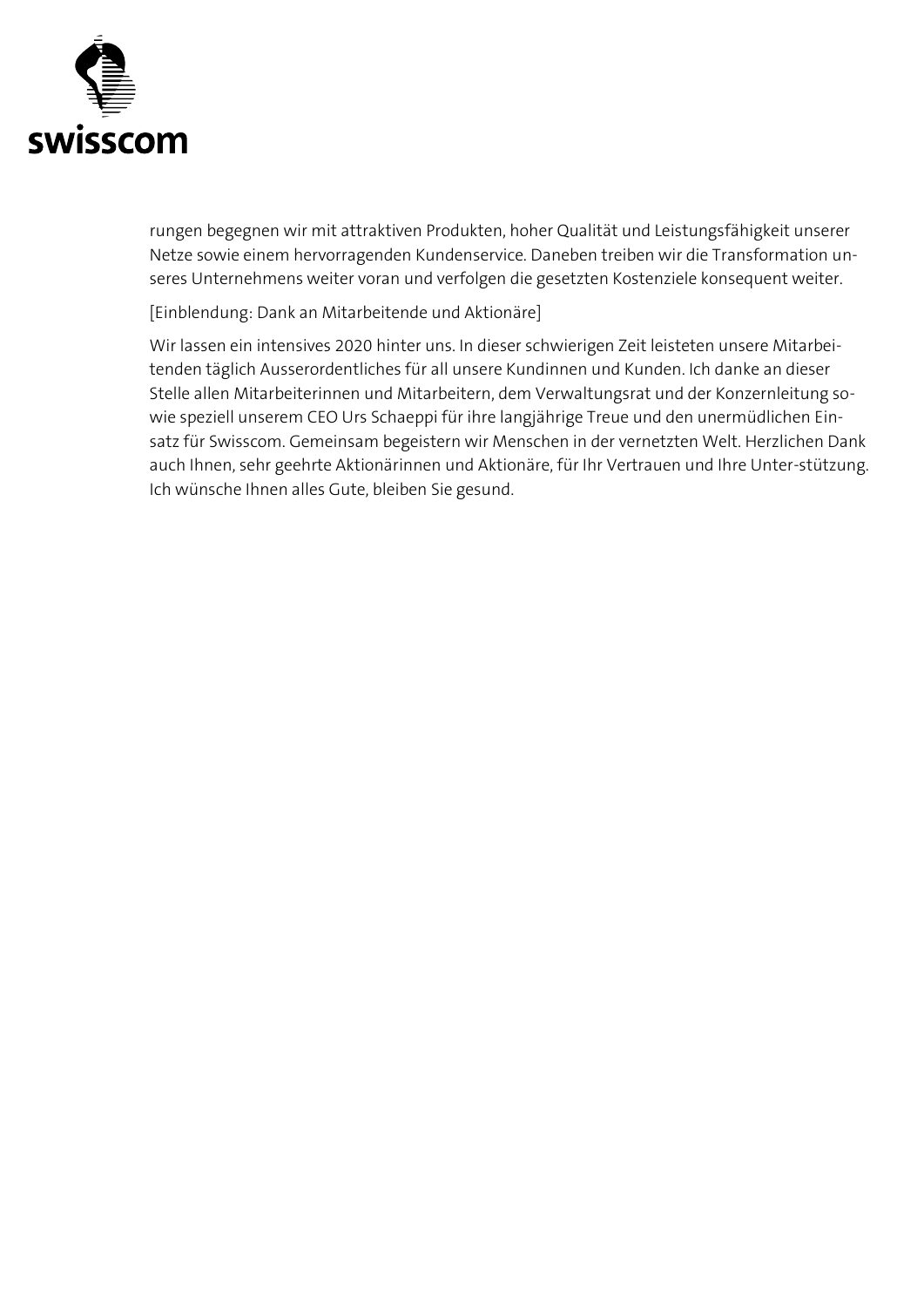rungen begegnen wir mit attraktiven Produkten, hoher Qualität und Leistungsfähigkeit unserer Netze sowie einem hervorragenden Kundenservice. Daneben treiben wir die Transformation unseres Unternehmens weiter voran und verfolgen die gesetzten Kostenziele konsequent weiter.

[Einblendung: Dank an Mitarbeitende und Aktionäre]

Wir lassen ein intensives 2020 hinter uns. In dieser schwierigen Zeit leisteten unsere Mitarbeitenden täglich Ausserordentliches für all unsere Kundinnen und Kunden. Ich danke an dieser Stelle allen Mitarbeiterinnen und Mitarbeitern, dem Verwaltungsrat und der Konzernleitung sowie speziell unserem CEO Urs Schaeppi für ihre langjährige Treue und den unermüdlichen Einsatz für Swisscom. Gemeinsam begeistern wir Menschen in der vernetzten Welt. Herzlichen Dank auch Ihnen, sehr geehrte Aktionärinnen und Aktionäre, für Ihr Vertrauen und Ihre Unter-stützung. Ich wünsche Ihnen alles Gute, bleiben Sie gesund.